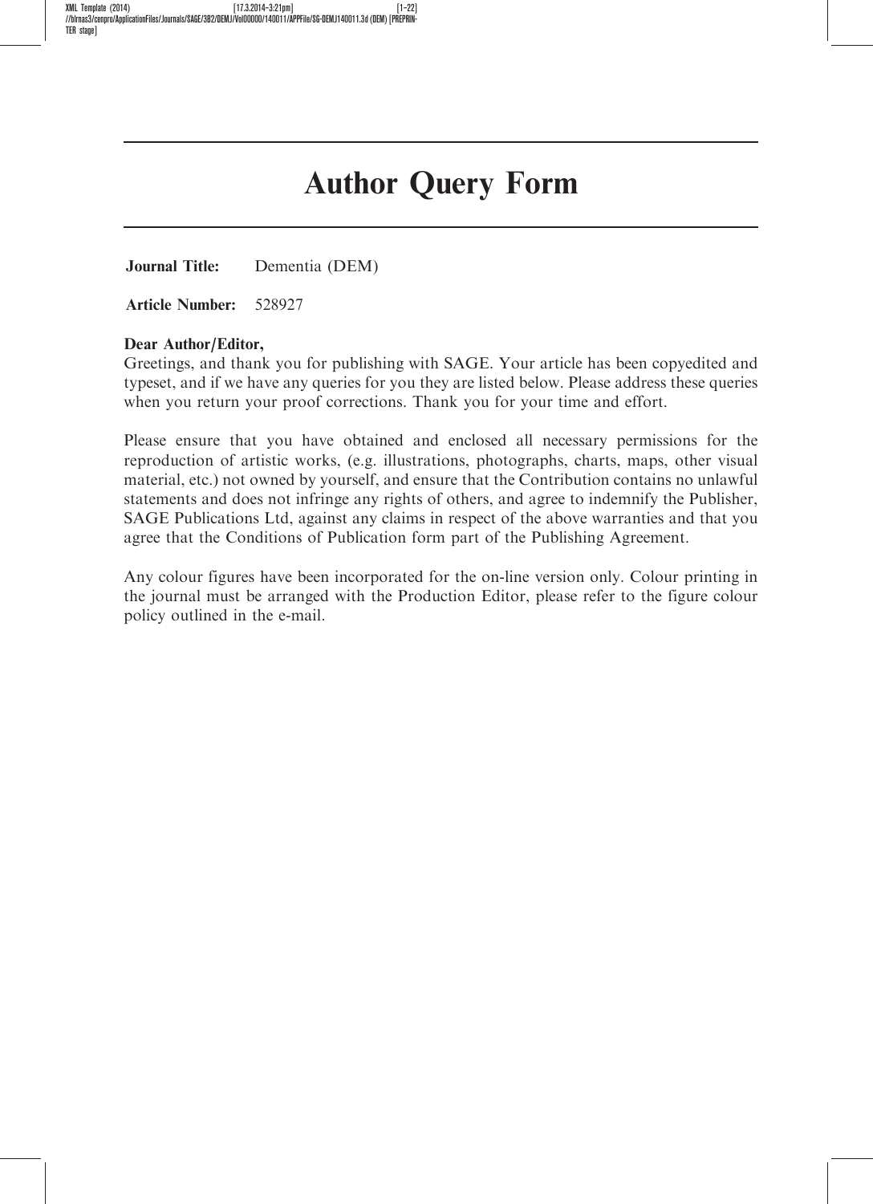# Author Query Form

**Journal Title:** Dementia (DEM)

**Article Number:** 528927

**Dear Author/Editor,**

Greetings, and thank you for publishing with SAGE. Your article has been copyedited and typeset, and if we have any queries for you they are listed below. Please address these queries when you return your proof corrections. Thank you for your time and effort.

Please ensure that you have obtained and enclosed all necessary permissions for the reproduction of artistic works, (e.g. illustrations, photographs, charts, maps, other visual material, etc.) not owned by yourself, and ensure that the Contribution contains no unlawful statements and does not infringe any rights of others, and agree to indemnify the Publisher, SAGE Publications Ltd, against any claims in respect of the above warranties and that you agree that the Conditions of Publication form part of the Publishing Agreement.

Any colour figures have been incorporated for the on-line version only. Colour printing in the journal must be arranged with the Production Editor, please refer to the figure colour policy outlined in the e-mail.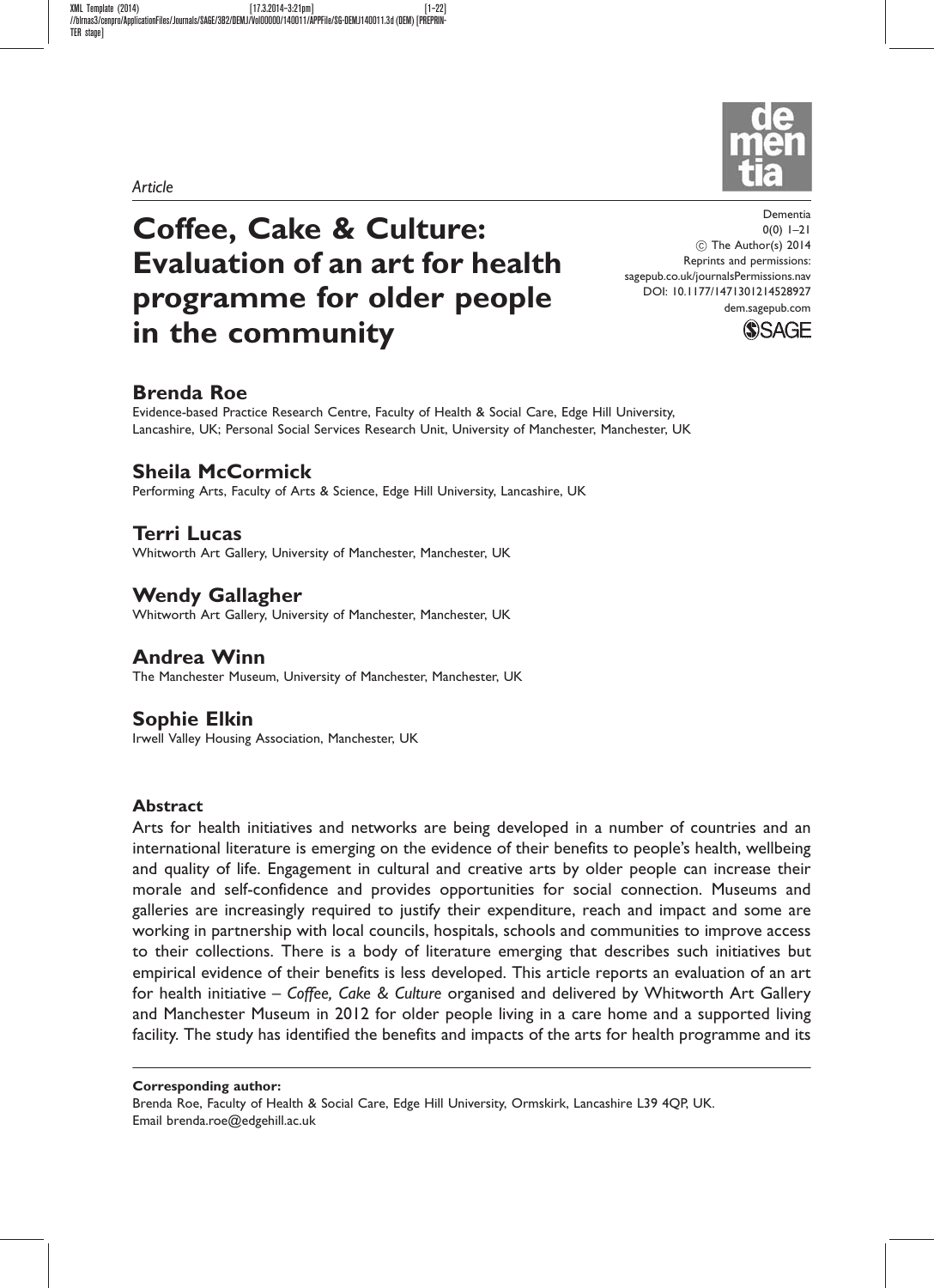Article

# Coffee, Cake & Culture: Evaluation of an art for health programme for older people in the community

Dementia
0(0) 1–21
© The Author(s) 2014
Reprints and permissions: sagepub.co.uk/journalsPermissions.nav
DOI: 10.1177/1471301214528927
dem.sagepub.com

**Brenda Roe**
Evidence-based Practice Research Centre, Faculty of Health & Social Care, Edge Hill University, Lancashire, UK; Personal Social Services Research Unit, University of Manchester, Manchester, UK

**Sheila McCormick**
Performing Arts, Faculty of Arts & Science, Edge Hill University, Lancashire, UK

**Terri Lucas**
Whitworth Art Gallery, University of Manchester, Manchester, UK

**Wendy Gallagher**
Whitworth Art Gallery, University of Manchester, Manchester, UK

**Andrea Winn**
The Manchester Museum, University of Manchester, Manchester, UK

**Sophie Elkin**
Irwell Valley Housing Association, Manchester, UK

## Abstract

Arts for health initiatives and networks are being developed in a number of countries and an international literature is emerging on the evidence of their benefits to people's health, wellbeing and quality of life. Engagement in cultural and creative arts by older people can increase their morale and self-confidence and provides opportunities for social connection. Museums and galleries are increasingly required to justify their expenditure, reach and impact and some are working in partnership with local councils, hospitals, schools and communities to improve access to their collections. There is a body of literature emerging that describes such initiatives but empirical evidence of their benefits is less developed. This article reports an evaluation of an art for health initiative – *Coffee, Cake & Culture* organised and delivered by Whitworth Art Gallery and Manchester Museum in 2012 for older people living in a care home and a supported living facility. The study has identified the benefits and impacts of the arts for health programme and its

**Corresponding author:**
Brenda Roe, Faculty of Health & Social Care, Edge Hill University, Ormskirk, Lancashire L39 4QP, UK.
Email brenda.roe@edgehill.ac.uk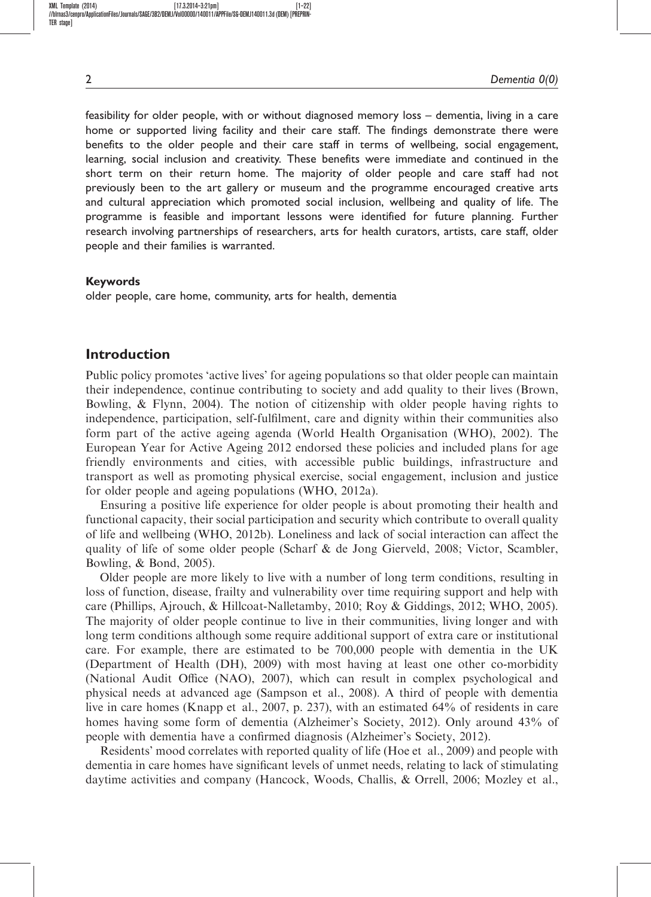feasibility for older people, with or without diagnosed memory loss – dementia, living in a care home or supported living facility and their care staff. The findings demonstrate there were benefits to the older people and their care staff in terms of wellbeing, social engagement, learning, social inclusion and creativity. These benefits were immediate and continued in the short term on their return home. The majority of older people and care staff had not previously been to the art gallery or museum and the programme encouraged creative arts and cultural appreciation which promoted social inclusion, wellbeing and quality of life. The programme is feasible and important lessons were identified for future planning. Further research involving partnerships of researchers, arts for health curators, artists, care staff, older people and their families is warranted.

**Keywords**

older people, care home, community, arts for health, dementia

## Introduction

Public policy promotes 'active lives' for ageing populations so that older people can maintain their independence, continue contributing to society and add quality to their lives (Brown, Bowling, & Flynn, 2004). The notion of citizenship with older people having rights to independence, participation, self-fulfilment, care and dignity within their communities also form part of the active ageing agenda (World Health Organisation (WHO), 2002). The European Year for Active Ageing 2012 endorsed these policies and included plans for age friendly environments and cities, with accessible public buildings, infrastructure and transport as well as promoting physical exercise, social engagement, inclusion and justice for older people and ageing populations (WHO, 2012a).

Ensuring a positive life experience for older people is about promoting their health and functional capacity, their social participation and security which contribute to overall quality of life and wellbeing (WHO, 2012b). Loneliness and lack of social interaction can affect the quality of life of some older people (Scharf & de Jong Gierveld, 2008; Victor, Scambler, Bowling, & Bond, 2005).

Older people are more likely to live with a number of long term conditions, resulting in loss of function, disease, frailty and vulnerability over time requiring support and help with care (Phillips, Ajrouch, & Hillcoat-Nalletamby, 2010; Roy & Giddings, 2012; WHO, 2005). The majority of older people continue to live in their communities, living longer and with long term conditions although some require additional support of extra care or institutional care. For example, there are estimated to be 700,000 people with dementia in the UK (Department of Health (DH), 2009) with most having at least one other co-morbidity (National Audit Office (NAO), 2007), which can result in complex psychological and physical needs at advanced age (Sampson et al., 2008). A third of people with dementia live in care homes (Knapp et al., 2007, p. 237), with an estimated 64% of residents in care homes having some form of dementia (Alzheimer's Society, 2012). Only around 43% of people with dementia have a confirmed diagnosis (Alzheimer's Society, 2012).

Residents' mood correlates with reported quality of life (Hoe et al., 2009) and people with dementia in care homes have significant levels of unmet needs, relating to lack of stimulating daytime activities and company (Hancock, Woods, Challis, & Orrell, 2006; Mozley et al.,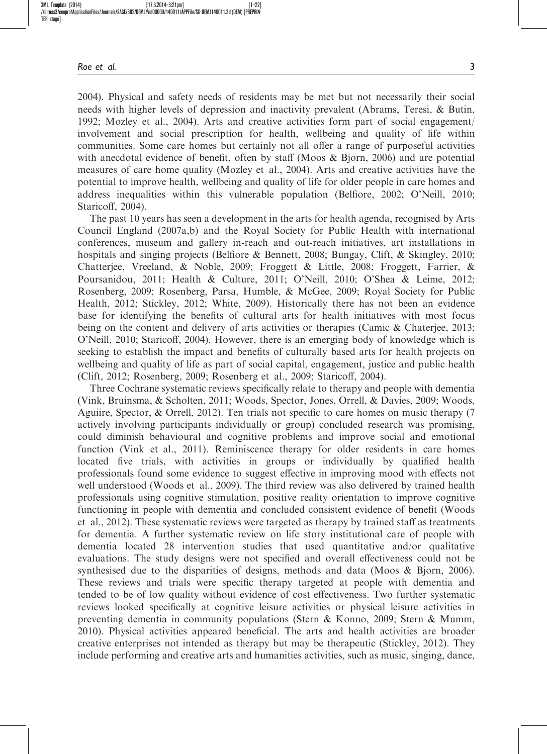2004). Physical and safety needs of residents may be met but not necessarily their social needs with higher levels of depression and inactivity prevalent (Abrams, Teresi, & Butin, 1992; Mozley et al., 2004). Arts and creative activities form part of social engagement/involvement and social prescription for health, wellbeing and quality of life within communities. Some care homes but certainly not all offer a range of purposeful activities with anecdotal evidence of benefit, often by staff (Moos & Bjorn, 2006) and are potential measures of care home quality (Mozley et al., 2004). Arts and creative activities have the potential to improve health, wellbeing and quality of life for older people in care homes and address inequalities within this vulnerable population (Belfiore, 2002; O'Neill, 2010; Staricoff, 2004).

The past 10 years has seen a development in the arts for health agenda, recognised by Arts Council England (2007a,b) and the Royal Society for Public Health with international conferences, museum and gallery in-reach and out-reach initiatives, art installations in hospitals and singing projects (Belfiore & Bennett, 2008; Bungay, Clift, & Skingley, 2010; Chatterjee, Vreeland, & Noble, 2009; Froggett & Little, 2008; Froggett, Farrier, & Poursanidou, 2011; Health & Culture, 2011; O'Neill, 2010; O'Shea & Leime, 2012; Rosenberg, 2009; Rosenberg, Parsa, Humble, & McGee, 2009; Royal Society for Public Health, 2012; Stickley, 2012; White, 2009). Historically there has not been an evidence base for identifying the benefits of cultural arts for health initiatives with most focus being on the content and delivery of arts activities or therapies (Camic & Chaterjee, 2013; O'Neill, 2010; Staricoff, 2004). However, there is an emerging body of knowledge which is seeking to establish the impact and benefits of culturally based arts for health projects on wellbeing and quality of life as part of social capital, engagement, justice and public health (Clift, 2012; Rosenberg, 2009; Rosenberg et al., 2009; Staricoff, 2004).

Three Cochrane systematic reviews specifically relate to therapy and people with dementia (Vink, Bruinsma, & Scholten, 2011; Woods, Spector, Jones, Orrell, & Davies, 2009; Woods, Aguiire, Spector, & Orrell, 2012). Ten trials not specific to care homes on music therapy (7 actively involving participants individually or group) concluded research was promising, could diminish behavioural and cognitive problems and improve social and emotional function (Vink et al., 2011). Reminiscence therapy for older residents in care homes located five trials, with activities in groups or individually by qualified health professionals found some evidence to suggest effective in improving mood with effects not well understood (Woods et al., 2009). The third review was also delivered by trained health professionals using cognitive stimulation, positive reality orientation to improve cognitive functioning in people with dementia and concluded consistent evidence of benefit (Woods et al., 2012). These systematic reviews were targeted as therapy by trained staff as treatments for dementia. A further systematic review on life story institutional care of people with dementia located 28 intervention studies that used quantitative and/or qualitative evaluations. The study designs were not specified and overall effectiveness could not be synthesised due to the disparities of designs, methods and data (Moos & Bjorn, 2006). These reviews and trials were specific therapy targeted at people with dementia and tended to be of low quality without evidence of cost effectiveness. Two further systematic reviews looked specifically at cognitive leisure activities or physical leisure activities in preventing dementia in community populations (Stern & Konno, 2009; Stern & Mumm, 2010). Physical activities appeared beneficial. The arts and health activities are broader creative enterprises not intended as therapy but may be therapeutic (Stickley, 2012). They include performing and creative arts and humanities activities, such as music, singing, dance,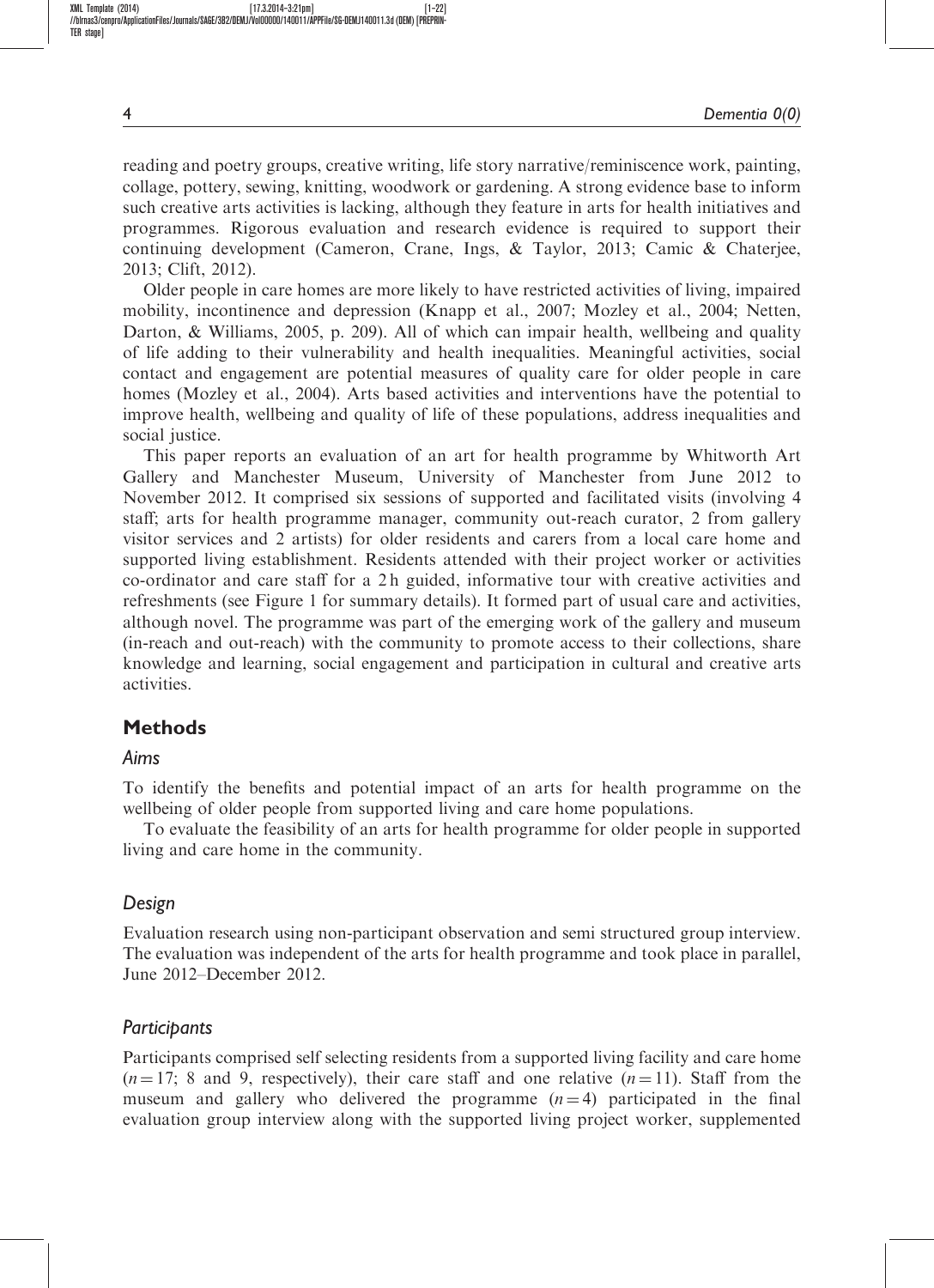reading and poetry groups, creative writing, life story narrative/reminiscence work, painting, collage, pottery, sewing, knitting, woodwork or gardening. A strong evidence base to inform such creative arts activities is lacking, although they feature in arts for health initiatives and programmes. Rigorous evaluation and research evidence is required to support their continuing development (Cameron, Crane, Ings, & Taylor, 2013; Camic & Chaterjee, 2013; Clift, 2012).

Older people in care homes are more likely to have restricted activities of living, impaired mobility, incontinence and depression (Knapp et al., 2007; Mozley et al., 2004; Netten, Darton, & Williams, 2005, p. 209). All of which can impair health, wellbeing and quality of life adding to their vulnerability and health inequalities. Meaningful activities, social contact and engagement are potential measures of quality care for older people in care homes (Mozley et al., 2004). Arts based activities and interventions have the potential to improve health, wellbeing and quality of life of these populations, address inequalities and social justice.

This paper reports an evaluation of an art for health programme by Whitworth Art Gallery and Manchester Museum, University of Manchester from June 2012 to November 2012. It comprised six sessions of supported and facilitated visits (involving 4 staff; arts for health programme manager, community out-reach curator, 2 from gallery visitor services and 2 artists) for older residents and carers from a local care home and supported living establishment. Residents attended with their project worker or activities co-ordinator and care staff for a 2 h guided, informative tour with creative activities and refreshments (see Figure 1 for summary details). It formed part of usual care and activities, although novel. The programme was part of the emerging work of the gallery and museum (in-reach and out-reach) with the community to promote access to their collections, share knowledge and learning, social engagement and participation in cultural and creative arts activities.

## Methods

### Aims

To identify the benefits and potential impact of an arts for health programme on the wellbeing of older people from supported living and care home populations.

To evaluate the feasibility of an arts for health programme for older people in supported living and care home in the community.

### Design

Evaluation research using non-participant observation and semi structured group interview. The evaluation was independent of the arts for health programme and took place in parallel, June 2012–December 2012.

### Participants

Participants comprised self selecting residents from a supported living facility and care home ($n = 17$; 8 and 9, respectively), their care staff and one relative ($n = 11$). Staff from the museum and gallery who delivered the programme ($n = 4$) participated in the final evaluation group interview along with the supported living project worker, supplemented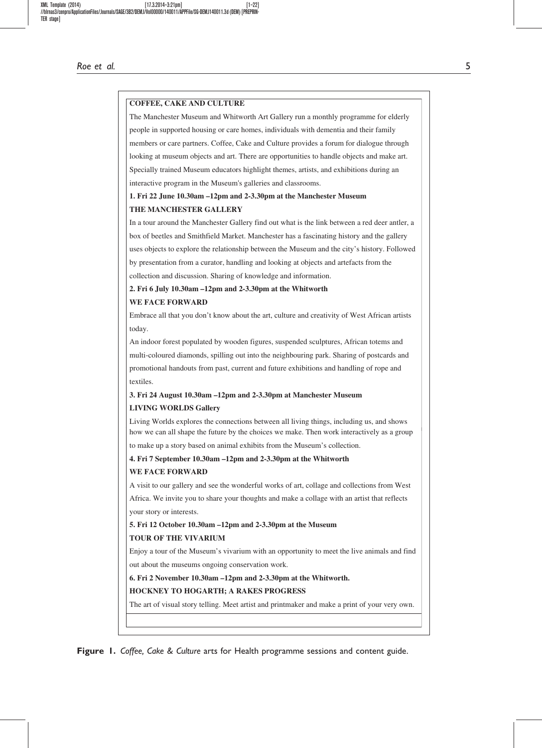**COFFEE, CAKE AND CULTURE**

The Manchester Museum and Whitworth Art Gallery run a monthly programme for elderly people in supported housing or care homes, individuals with dementia and their family members or care partners. Coffee, Cake and Culture provides a forum for dialogue through looking at museum objects and art. There are opportunities to handle objects and make art. Specially trained Museum educators highlight themes, artists, and exhibitions during an interactive program in the Museum's galleries and classrooms.

**1. Fri 22 June 10.30am –12pm and 2-3.30pm at the Manchester Museum**

**THE MANCHESTER GALLERY**

In a tour around the Manchester Gallery find out what is the link between a red deer antler, a box of beetles and Smithfield Market. Manchester has a fascinating history and the gallery uses objects to explore the relationship between the Museum and the city's history. Followed by presentation from a curator, handling and looking at objects and artefacts from the collection and discussion. Sharing of knowledge and information.

**2. Fri 6 July 10.30am –12pm and 2-3.30pm at the Whitworth**

**WE FACE FORWARD**

Embrace all that you don't know about the art, culture and creativity of West African artists today.

An indoor forest populated by wooden figures, suspended sculptures, African totems and multi-coloured diamonds, spilling out into the neighbouring park. Sharing of postcards and promotional handouts from past, current and future exhibitions and handling of rope and textiles.

**3. Fri 24 August 10.30am –12pm and 2-3.30pm at Manchester Museum**

**LIVING WORLDS Gallery**

Living Worlds explores the connections between all living things, including us, and shows how we can all shape the future by the choices we make. Then work interactively as a group to make up a story based on animal exhibits from the Museum's collection.

**4. Fri 7 September 10.30am –12pm and 2-3.30pm at the Whitworth**

**WE FACE FORWARD**

A visit to our gallery and see the wonderful works of art, collage and collections from West Africa. We invite you to share your thoughts and make a collage with an artist that reflects your story or interests.

**5. Fri 12 October 10.30am –12pm and 2-3.30pm at the Museum**

**TOUR OF THE VIVARIUM**

Enjoy a tour of the Museum's vivarium with an opportunity to meet the live animals and find out about the museums ongoing conservation work.

**6. Fri 2 November 10.30am –12pm and 2-3.30pm at the Whitworth.**

**HOCKNEY TO HOGARTH; A RAKES PROGRESS**

The art of visual story telling. Meet artist and printmaker and make a print of your very own.

**Figure 1.** *Coffee, Cake & Culture* arts for Health programme sessions and content guide.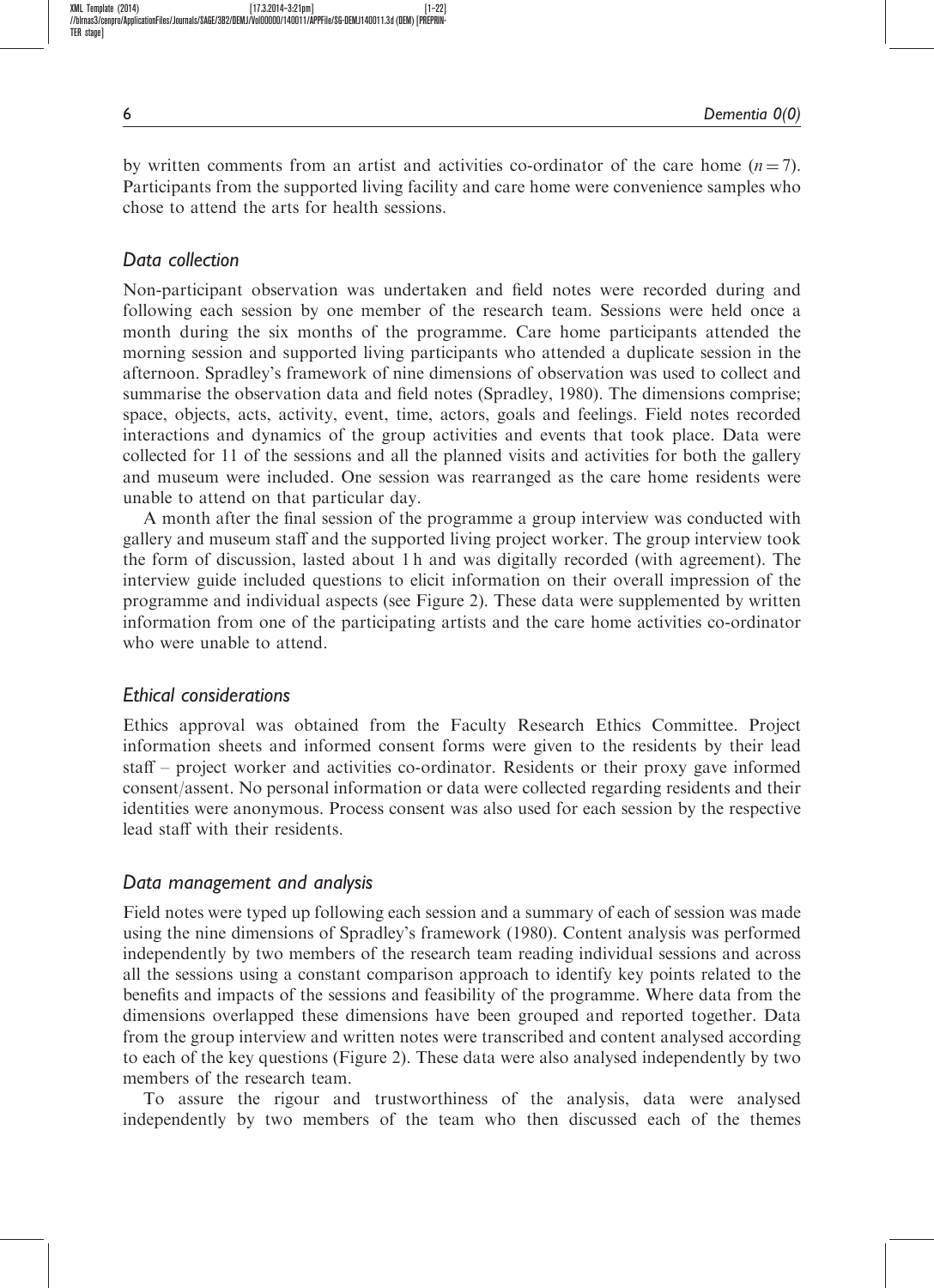by written comments from an artist and activities co-ordinator of the care home ($n = 7$). Participants from the supported living facility and care home were convenience samples who chose to attend the arts for health sessions.

### *Data collection*

Non-participant observation was undertaken and field notes were recorded during and following each session by one member of the research team. Sessions were held once a month during the six months of the programme. Care home participants attended the morning session and supported living participants who attended a duplicate session in the afternoon. Spradley's framework of nine dimensions of observation was used to collect and summarise the observation data and field notes (Spradley, 1980). The dimensions comprise; space, objects, acts, activity, event, time, actors, goals and feelings. Field notes recorded interactions and dynamics of the group activities and events that took place. Data were collected for 11 of the sessions and all the planned visits and activities for both the gallery and museum were included. One session was rearranged as the care home residents were unable to attend on that particular day.

A month after the final session of the programme a group interview was conducted with gallery and museum staff and the supported living project worker. The group interview took the form of discussion, lasted about 1 h and was digitally recorded (with agreement). The interview guide included questions to elicit information on their overall impression of the programme and individual aspects (see Figure 2). These data were supplemented by written information from one of the participating artists and the care home activities co-ordinator who were unable to attend.

### *Ethical considerations*

Ethics approval was obtained from the Faculty Research Ethics Committee. Project information sheets and informed consent forms were given to the residents by their lead staff – project worker and activities co-ordinator. Residents or their proxy gave informed consent/assent. No personal information or data were collected regarding residents and their identities were anonymous. Process consent was also used for each session by the respective lead staff with their residents.

### *Data management and analysis*

Field notes were typed up following each session and a summary of each of session was made using the nine dimensions of Spradley's framework (1980). Content analysis was performed independently by two members of the research team reading individual sessions and across all the sessions using a constant comparison approach to identify key points related to the benefits and impacts of the sessions and feasibility of the programme. Where data from the dimensions overlapped these dimensions have been grouped and reported together. Data from the group interview and written notes were transcribed and content analysed according to each of the key questions (Figure 2). These data were also analysed independently by two members of the research team.

To assure the rigour and trustworthiness of the analysis, data were analysed independently by two members of the team who then discussed each of the themes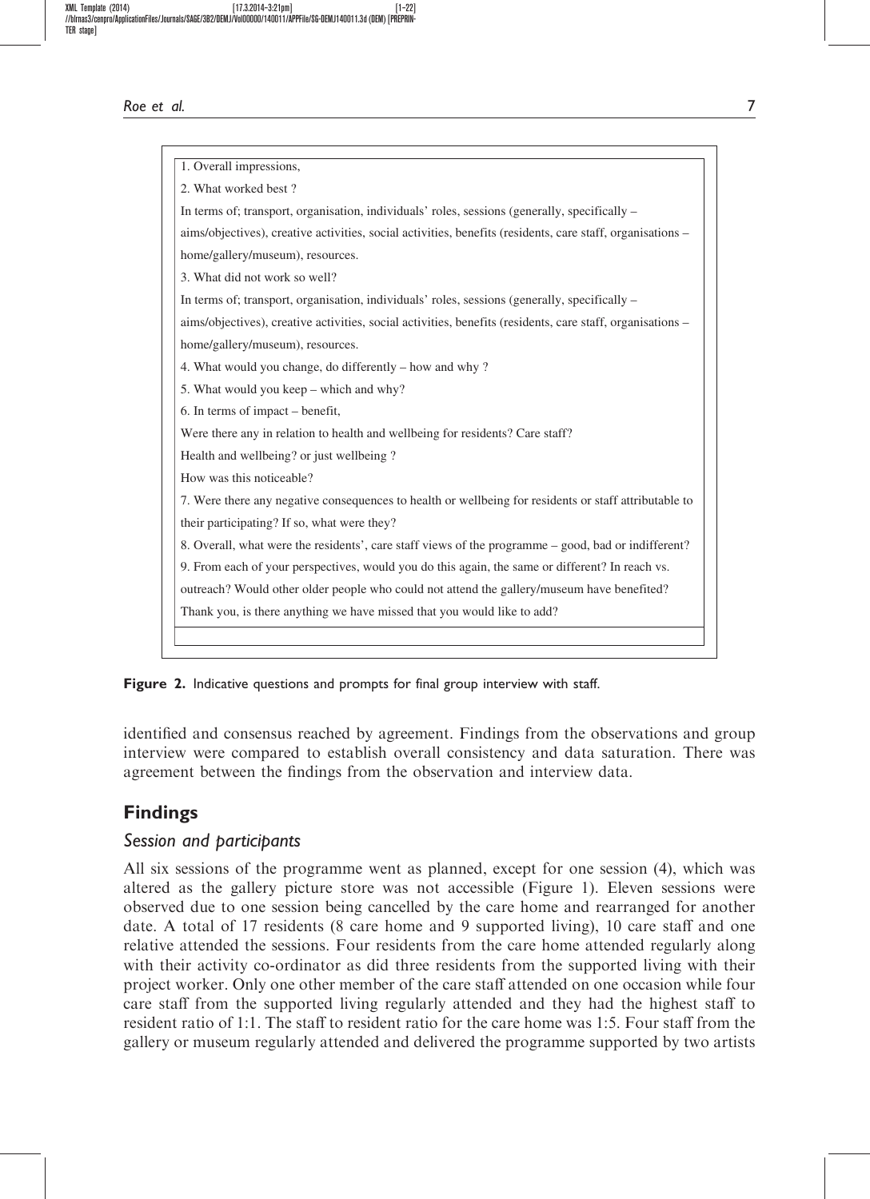1. Overall impressions,

2. What worked best ?

In terms of; transport, organisation, individuals' roles, sessions (generally, specifically – aims/objectives), creative activities, social activities, benefits (residents, care staff, organisations – home/gallery/museum), resources.

3. What did not work so well?

In terms of; transport, organisation, individuals' roles, sessions (generally, specifically – aims/objectives), creative activities, social activities, benefits (residents, care staff, organisations – home/gallery/museum), resources.

4. What would you change, do differently – how and why ?

5. What would you keep – which and why?

6. In terms of impact – benefit,

Were there any in relation to health and wellbeing for residents? Care staff?

Health and wellbeing? or just wellbeing ?

How was this noticeable?

7. Were there any negative consequences to health or wellbeing for residents or staff attributable to their participating? If so, what were they?

8. Overall, what were the residents', care staff views of the programme – good, bad or indifferent?

9. From each of your perspectives, would you do this again, the same or different? In reach vs. outreach? Would other older people who could not attend the gallery/museum have benefited?

Thank you, is there anything we have missed that you would like to add?

**Figure 2.** Indicative questions and prompts for final group interview with staff.

identified and consensus reached by agreement. Findings from the observations and group interview were compared to establish overall consistency and data saturation. There was agreement between the findings from the observation and interview data.

## Findings

### *Session and participants*

All six sessions of the programme went as planned, except for one session (4), which was altered as the gallery picture store was not accessible (Figure 1). Eleven sessions were observed due to one session being cancelled by the care home and rearranged for another date. A total of 17 residents (8 care home and 9 supported living), 10 care staff and one relative attended the sessions. Four residents from the care home attended regularly along with their activity co-ordinator as did three residents from the supported living with their project worker. Only one other member of the care staff attended on one occasion while four care staff from the supported living regularly attended and they had the highest staff to resident ratio of 1:1. The staff to resident ratio for the care home was 1:5. Four staff from the gallery or museum regularly attended and delivered the programme supported by two artists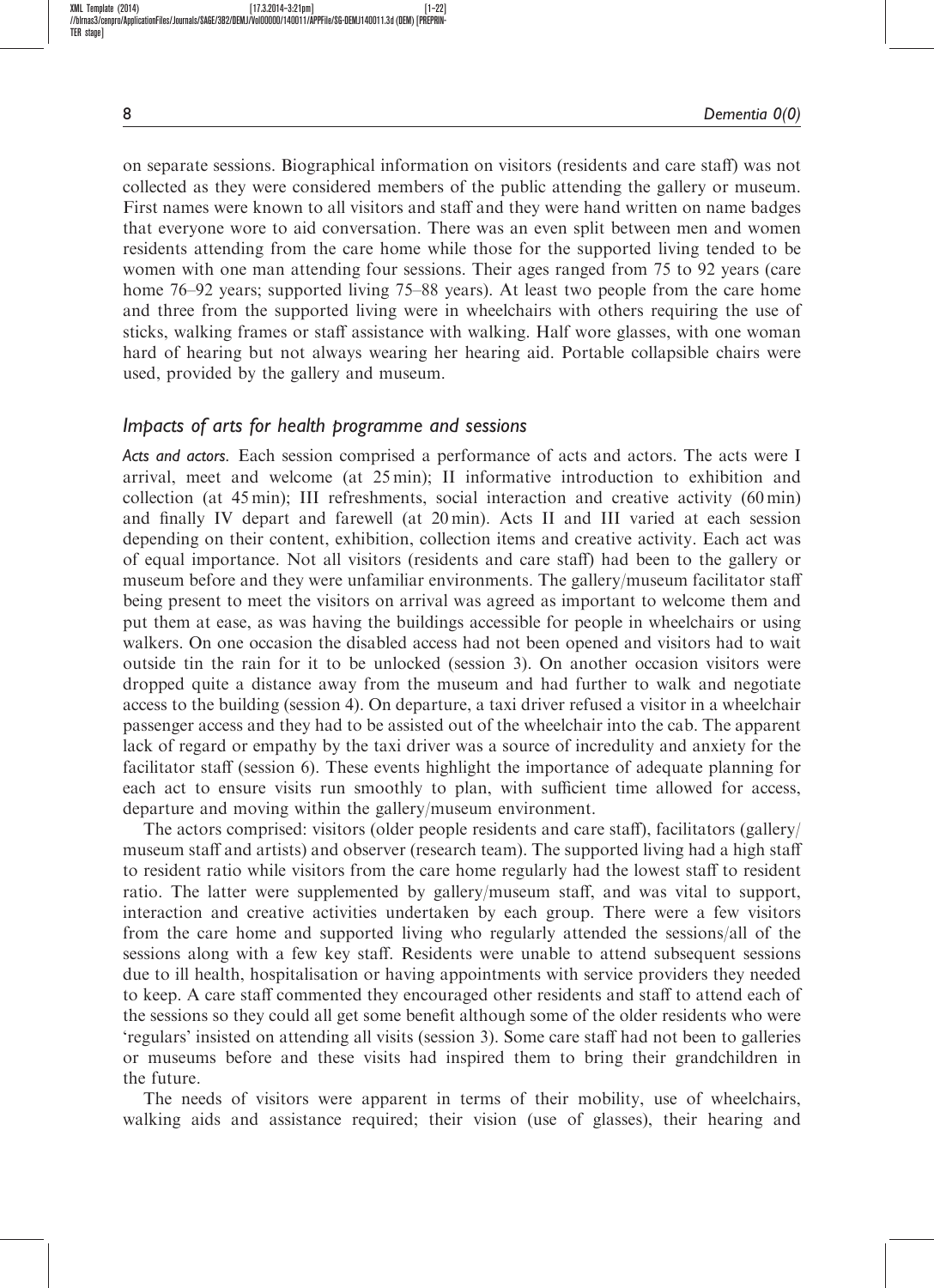on separate sessions. Biographical information on visitors (residents and care staff) was not collected as they were considered members of the public attending the gallery or museum. First names were known to all visitors and staff and they were hand written on name badges that everyone wore to aid conversation. There was an even split between men and women residents attending from the care home while those for the supported living tended to be women with one man attending four sessions. Their ages ranged from 75 to 92 years (care home 76–92 years; supported living 75–88 years). At least two people from the care home and three from the supported living were in wheelchairs with others requiring the use of sticks, walking frames or staff assistance with walking. Half wore glasses, with one woman hard of hearing but not always wearing her hearing aid. Portable collapsible chairs were used, provided by the gallery and museum.

## *Impacts of arts for health programme and sessions*

*Acts and actors.* Each session comprised a performance of acts and actors. The acts were I arrival, meet and welcome (at 25 min); II informative introduction to exhibition and collection (at 45 min); III refreshments, social interaction and creative activity (60 min) and finally IV depart and farewell (at 20 min). Acts II and III varied at each session depending on their content, exhibition, collection items and creative activity. Each act was of equal importance. Not all visitors (residents and care staff) had been to the gallery or museum before and they were unfamiliar environments. The gallery/museum facilitator staff being present to meet the visitors on arrival was agreed as important to welcome them and put them at ease, as was having the buildings accessible for people in wheelchairs or using walkers. On one occasion the disabled access had not been opened and visitors had to wait outside tin the rain for it to be unlocked (session 3). On another occasion visitors were dropped quite a distance away from the museum and had further to walk and negotiate access to the building (session 4). On departure, a taxi driver refused a visitor in a wheelchair passenger access and they had to be assisted out of the wheelchair into the cab. The apparent lack of regard or empathy by the taxi driver was a source of incredulity and anxiety for the facilitator staff (session 6). These events highlight the importance of adequate planning for each act to ensure visits run smoothly to plan, with sufficient time allowed for access, departure and moving within the gallery/museum environment.

The actors comprised: visitors (older people residents and care staff), facilitators (gallery/museum staff and artists) and observer (research team). The supported living had a high staff to resident ratio while visitors from the care home regularly had the lowest staff to resident ratio. The latter were supplemented by gallery/museum staff, and was vital to support, interaction and creative activities undertaken by each group. There were a few visitors from the care home and supported living who regularly attended the sessions/all of the sessions along with a few key staff. Residents were unable to attend subsequent sessions due to ill health, hospitalisation or having appointments with service providers they needed to keep. A care staff commented they encouraged other residents and staff to attend each of the sessions so they could all get some benefit although some of the older residents who were 'regulars' insisted on attending all visits (session 3). Some care staff had not been to galleries or museums before and these visits had inspired them to bring their grandchildren in the future.

The needs of visitors were apparent in terms of their mobility, use of wheelchairs, walking aids and assistance required; their vision (use of glasses), their hearing and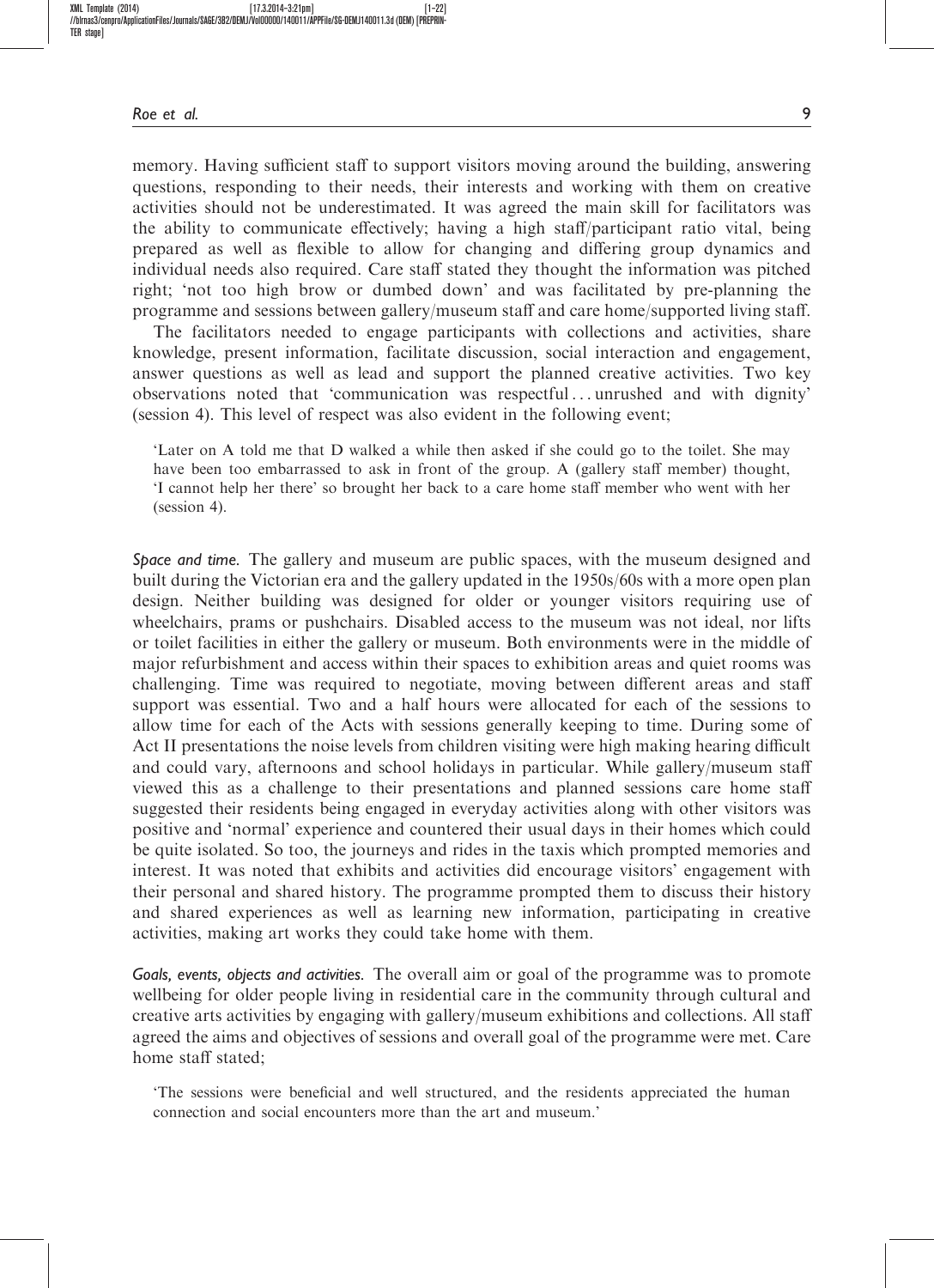memory. Having sufficient staff to support visitors moving around the building, answering questions, responding to their needs, their interests and working with them on creative activities should not be underestimated. It was agreed the main skill for facilitators was the ability to communicate effectively; having a high staff/participant ratio vital, being prepared as well as flexible to allow for changing and differing group dynamics and individual needs also required. Care staff stated they thought the information was pitched right; 'not too high brow or dumbed down' and was facilitated by pre-planning the programme and sessions between gallery/museum staff and care home/supported living staff.

The facilitators needed to engage participants with collections and activities, share knowledge, present information, facilitate discussion, social interaction and engagement, answer questions as well as lead and support the planned creative activities. Two key observations noted that 'communication was respectful … unrushed and with dignity' (session 4). This level of respect was also evident in the following event;

> 'Later on A told me that D walked a while then asked if she could go to the toilet. She may have been too embarrassed to ask in front of the group. A (gallery staff member) thought, 'I cannot help her there' so brought her back to a care home staff member who went with her (session 4).

*Space and time.* The gallery and museum are public spaces, with the museum designed and built during the Victorian era and the gallery updated in the 1950s/60s with a more open plan design. Neither building was designed for older or younger visitors requiring use of wheelchairs, prams or pushchairs. Disabled access to the museum was not ideal, nor lifts or toilet facilities in either the gallery or museum. Both environments were in the middle of major refurbishment and access within their spaces to exhibition areas and quiet rooms was challenging. Time was required to negotiate, moving between different areas and staff support was essential. Two and a half hours were allocated for each of the sessions to allow time for each of the Acts with sessions generally keeping to time. During some of Act II presentations the noise levels from children visiting were high making hearing difficult and could vary, afternoons and school holidays in particular. While gallery/museum staff viewed this as a challenge to their presentations and planned sessions care home staff suggested their residents being engaged in everyday activities along with other visitors was positive and 'normal' experience and countered their usual days in their homes which could be quite isolated. So too, the journeys and rides in the taxis which prompted memories and interest. It was noted that exhibits and activities did encourage visitors' engagement with their personal and shared history. The programme prompted them to discuss their history and shared experiences as well as learning new information, participating in creative activities, making art works they could take home with them.

*Goals, events, objects and activities.* The overall aim or goal of the programme was to promote wellbeing for older people living in residential care in the community through cultural and creative arts activities by engaging with gallery/museum exhibitions and collections. All staff agreed the aims and objectives of sessions and overall goal of the programme were met. Care home staff stated;

> 'The sessions were beneficial and well structured, and the residents appreciated the human connection and social encounters more than the art and museum.'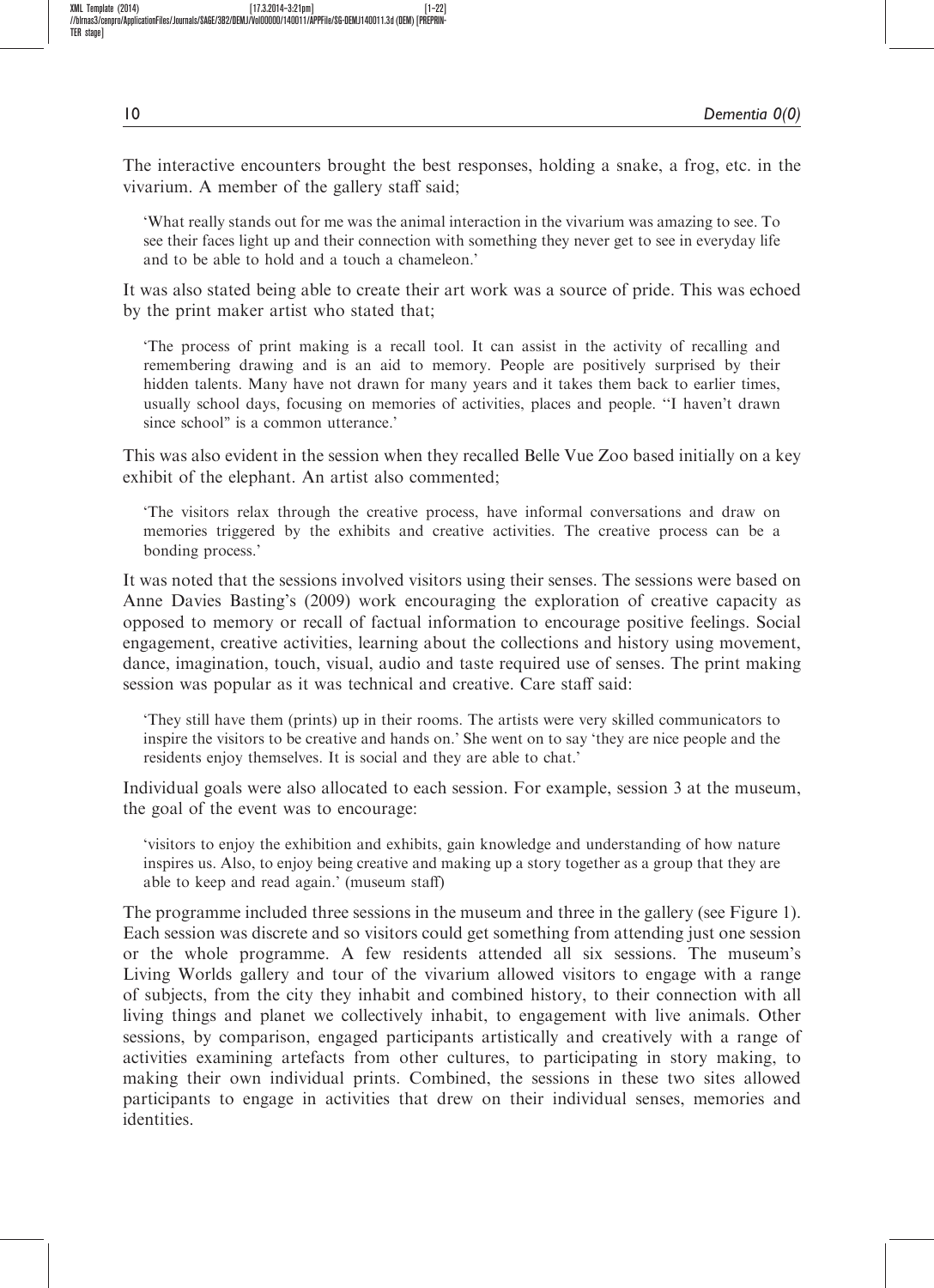The interactive encounters brought the best responses, holding a snake, a frog, etc. in the vivarium. A member of the gallery staff said;

> 'What really stands out for me was the animal interaction in the vivarium was amazing to see. To see their faces light up and their connection with something they never get to see in everyday life and to be able to hold and a touch a chameleon.'

It was also stated being able to create their art work was a source of pride. This was echoed by the print maker artist who stated that;

> 'The process of print making is a recall tool. It can assist in the activity of recalling and remembering drawing and is an aid to memory. People are positively surprised by their hidden talents. Many have not drawn for many years and it takes them back to earlier times, usually school days, focusing on memories of activities, places and people. "I haven't drawn since school" is a common utterance.'

This was also evident in the session when they recalled Belle Vue Zoo based initially on a key exhibit of the elephant. An artist also commented;

> 'The visitors relax through the creative process, have informal conversations and draw on memories triggered by the exhibits and creative activities. The creative process can be a bonding process.'

It was noted that the sessions involved visitors using their senses. The sessions were based on Anne Davies Basting's (2009) work encouraging the exploration of creative capacity as opposed to memory or recall of factual information to encourage positive feelings. Social engagement, creative activities, learning about the collections and history using movement, dance, imagination, touch, visual, audio and taste required use of senses. The print making session was popular as it was technical and creative. Care staff said:

> 'They still have them (prints) up in their rooms. The artists were very skilled communicators to inspire the visitors to be creative and hands on.' She went on to say 'they are nice people and the residents enjoy themselves. It is social and they are able to chat.'

Individual goals were also allocated to each session. For example, session 3 at the museum, the goal of the event was to encourage:

> 'visitors to enjoy the exhibition and exhibits, gain knowledge and understanding of how nature inspires us. Also, to enjoy being creative and making up a story together as a group that they are able to keep and read again.' (museum staff)

The programme included three sessions in the museum and three in the gallery (see Figure 1). Each session was discrete and so visitors could get something from attending just one session or the whole programme. A few residents attended all six sessions. The museum's Living Worlds gallery and tour of the vivarium allowed visitors to engage with a range of subjects, from the city they inhabit and combined history, to their connection with all living things and planet we collectively inhabit, to engagement with live animals. Other sessions, by comparison, engaged participants artistically and creatively with a range of activities examining artefacts from other cultures, to participating in story making, to making their own individual prints. Combined, the sessions in these two sites allowed participants to engage in activities that drew on their individual senses, memories and identities.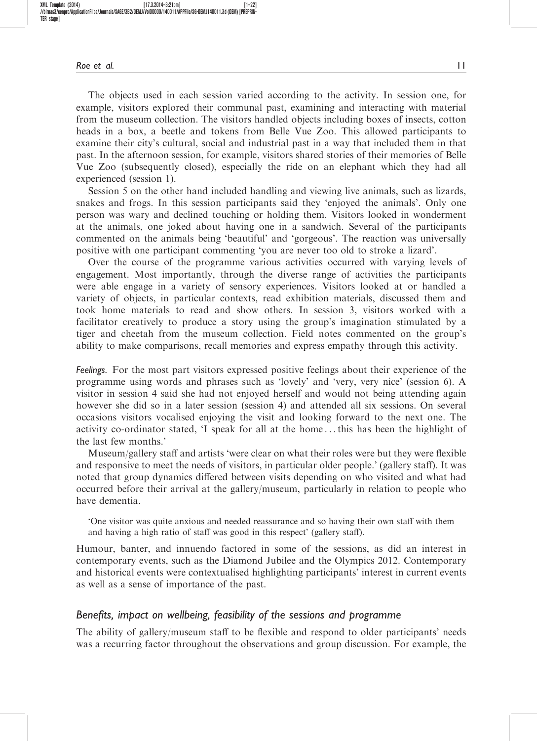The objects used in each session varied according to the activity. In session one, for example, visitors explored their communal past, examining and interacting with material from the museum collection. The visitors handled objects including boxes of insects, cotton heads in a box, a beetle and tokens from Belle Vue Zoo. This allowed participants to examine their city's cultural, social and industrial past in a way that included them in that past. In the afternoon session, for example, visitors shared stories of their memories of Belle Vue Zoo (subsequently closed), especially the ride on an elephant which they had all experienced (session 1).

Session 5 on the other hand included handling and viewing live animals, such as lizards, snakes and frogs. In this session participants said they 'enjoyed the animals'. Only one person was wary and declined touching or holding them. Visitors looked in wonderment at the animals, one joked about having one in a sandwich. Several of the participants commented on the animals being 'beautiful' and 'gorgeous'. The reaction was universally positive with one participant commenting 'you are never too old to stroke a lizard'.

Over the course of the programme various activities occurred with varying levels of engagement. Most importantly, through the diverse range of activities the participants were able engage in a variety of sensory experiences. Visitors looked at or handled a variety of objects, in particular contexts, read exhibition materials, discussed them and took home materials to read and show others. In session 3, visitors worked with a facilitator creatively to produce a story using the group's imagination stimulated by a tiger and cheetah from the museum collection. Field notes commented on the group's ability to make comparisons, recall memories and express empathy through this activity.

*Feelings.* For the most part visitors expressed positive feelings about their experience of the programme using words and phrases such as 'lovely' and 'very, very nice' (session 6). A visitor in session 4 said she had not enjoyed herself and would not being attending again however she did so in a later session (session 4) and attended all six sessions. On several occasions visitors vocalised enjoying the visit and looking forward to the next one. The activity co-ordinator stated, 'I speak for all at the home . . . this has been the highlight of the last few months.'

Museum/gallery staff and artists 'were clear on what their roles were but they were flexible and responsive to meet the needs of visitors, in particular older people.' (gallery staff). It was noted that group dynamics differed between visits depending on who visited and what had occurred before their arrival at the gallery/museum, particularly in relation to people who have dementia.

> 'One visitor was quite anxious and needed reassurance and so having their own staff with them and having a high ratio of staff was good in this respect' (gallery staff).

Humour, banter, and innuendo factored in some of the sessions, as did an interest in contemporary events, such as the Diamond Jubilee and the Olympics 2012. Contemporary and historical events were contextualised highlighting participants' interest in current events as well as a sense of importance of the past.

### *Benefits, impact on wellbeing, feasibility of the sessions and programme*

The ability of gallery/museum staff to be flexible and respond to older participants' needs was a recurring factor throughout the observations and group discussion. For example, the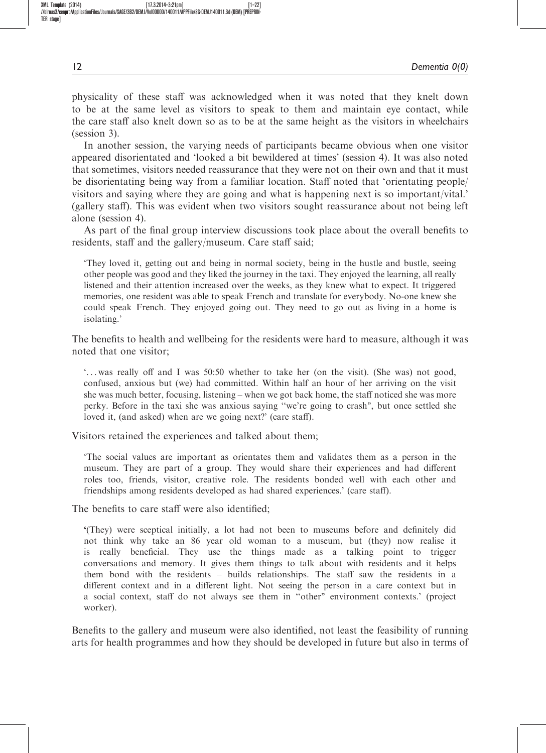physicality of these staff was acknowledged when it was noted that they knelt down to be at the same level as visitors to speak to them and maintain eye contact, while the care staff also knelt down so as to be at the same height as the visitors in wheelchairs (session 3).

In another session, the varying needs of participants became obvious when one visitor appeared disorientated and 'looked a bit bewildered at times' (session 4). It was also noted that sometimes, visitors needed reassurance that they were not on their own and that it must be disorientating being way from a familiar location. Staff noted that 'orientating people/visitors and saying where they are going and what is happening next is so important/vital.' (gallery staff). This was evident when two visitors sought reassurance about not being left alone (session 4).

As part of the final group interview discussions took place about the overall benefits to residents, staff and the gallery/museum. Care staff said;

> 'They loved it, getting out and being in normal society, being in the hustle and bustle, seeing other people was good and they liked the journey in the taxi. They enjoyed the learning, all really listened and their attention increased over the weeks, as they knew what to expect. It triggered memories, one resident was able to speak French and translate for everybody. No-one knew she could speak French. They enjoyed going out. They need to go out as living in a home is isolating.'

The benefits to health and wellbeing for the residents were hard to measure, although it was noted that one visitor;

> '...was really off and I was 50:50 whether to take her (on the visit). (She was) not good, confused, anxious but (we) had committed. Within half an hour of her arriving on the visit she was much better, focusing, listening – when we got back home, the staff noticed she was more perky. Before in the taxi she was anxious saying "we're going to crash", but once settled she loved it, (and asked) when are we going next?' (care staff).

Visitors retained the experiences and talked about them;

> 'The social values are important as orientates them and validates them as a person in the museum. They are part of a group. They would share their experiences and had different roles too, friends, visitor, creative role. The residents bonded well with each other and friendships among residents developed as had shared experiences.' (care staff).

The benefits to care staff were also identified;

> '(They) were sceptical initially, a lot had not been to museums before and definitely did not think why take an 86 year old woman to a museum, but (they) now realise it is really beneficial. They use the things made as a talking point to trigger conversations and memory. It gives them things to talk about with residents and it helps them bond with the residents – builds relationships. The staff saw the residents in a different context and in a different light. Not seeing the person in a care context but in a social context, staff do not always see them in "other" environment contexts.' (project worker).

Benefits to the gallery and museum were also identified, not least the feasibility of running arts for health programmes and how they should be developed in future but also in terms of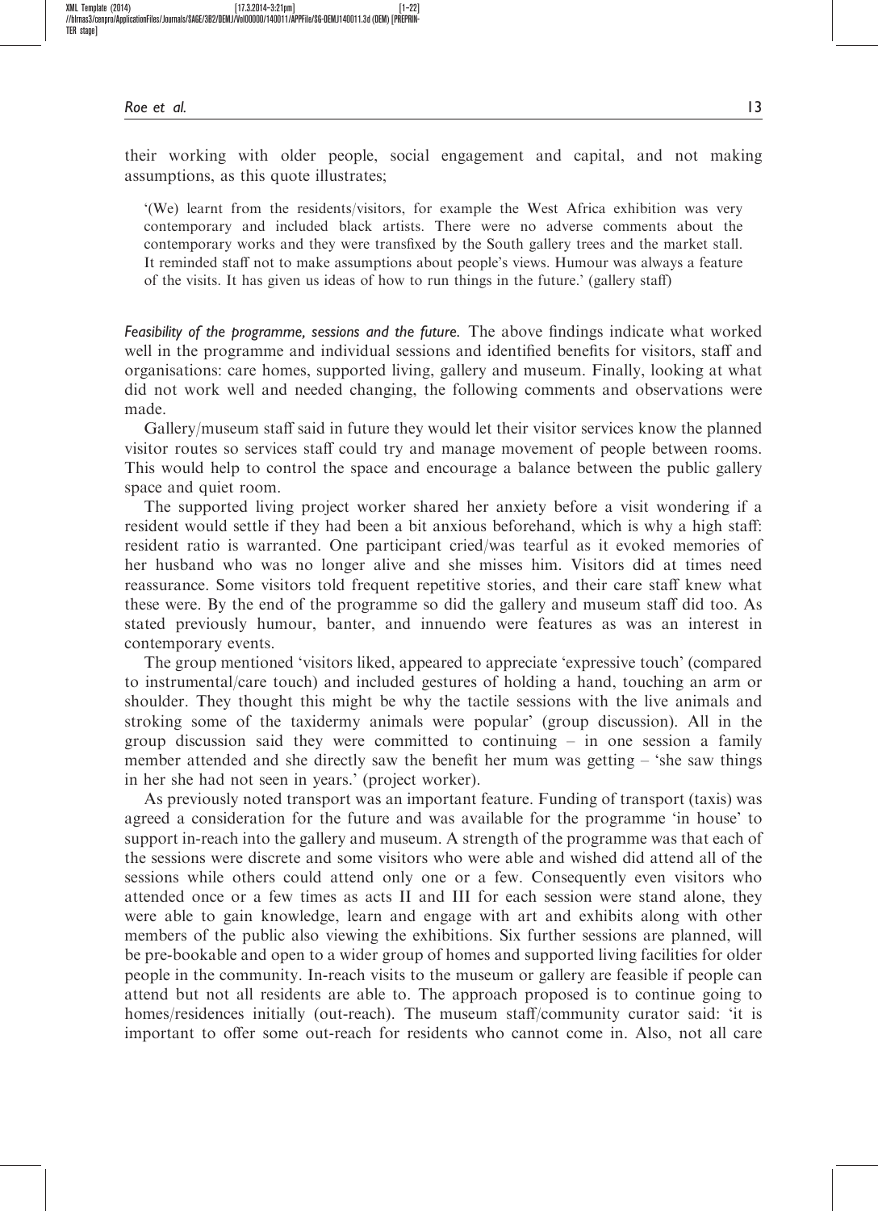their working with older people, social engagement and capital, and not making assumptions, as this quote illustrates;

> '(We) learnt from the residents/visitors, for example the West Africa exhibition was very contemporary and included black artists. There were no adverse comments about the contemporary works and they were transfixed by the South gallery trees and the market stall. It reminded staff not to make assumptions about people's views. Humour was always a feature of the visits. It has given us ideas of how to run things in the future.' (gallery staff)

*Feasibility of the programme, sessions and the future.* The above findings indicate what worked well in the programme and individual sessions and identified benefits for visitors, staff and organisations: care homes, supported living, gallery and museum. Finally, looking at what did not work well and needed changing, the following comments and observations were made.

Gallery/museum staff said in future they would let their visitor services know the planned visitor routes so services staff could try and manage movement of people between rooms. This would help to control the space and encourage a balance between the public gallery space and quiet room.

The supported living project worker shared her anxiety before a visit wondering if a resident would settle if they had been a bit anxious beforehand, which is why a high staff: resident ratio is warranted. One participant cried/was tearful as it evoked memories of her husband who was no longer alive and she misses him. Visitors did at times need reassurance. Some visitors told frequent repetitive stories, and their care staff knew what these were. By the end of the programme so did the gallery and museum staff did too. As stated previously humour, banter, and innuendo were features as was an interest in contemporary events.

The group mentioned 'visitors liked, appeared to appreciate 'expressive touch' (compared to instrumental/care touch) and included gestures of holding a hand, touching an arm or shoulder. They thought this might be why the tactile sessions with the live animals and stroking some of the taxidermy animals were popular' (group discussion). All in the group discussion said they were committed to continuing – in one session a family member attended and she directly saw the benefit her mum was getting – 'she saw things in her she had not seen in years.' (project worker).

As previously noted transport was an important feature. Funding of transport (taxis) was agreed a consideration for the future and was available for the programme 'in house' to support in-reach into the gallery and museum. A strength of the programme was that each of the sessions were discrete and some visitors who were able and wished did attend all of the sessions while others could attend only one or a few. Consequently even visitors who attended once or a few times as acts II and III for each session were stand alone, they were able to gain knowledge, learn and engage with art and exhibits along with other members of the public also viewing the exhibitions. Six further sessions are planned, will be pre-bookable and open to a wider group of homes and supported living facilities for older people in the community. In-reach visits to the museum or gallery are feasible if people can attend but not all residents are able to. The approach proposed is to continue going to homes/residences initially (out-reach). The museum staff/community curator said: 'it is important to offer some out-reach for residents who cannot come in. Also, not all care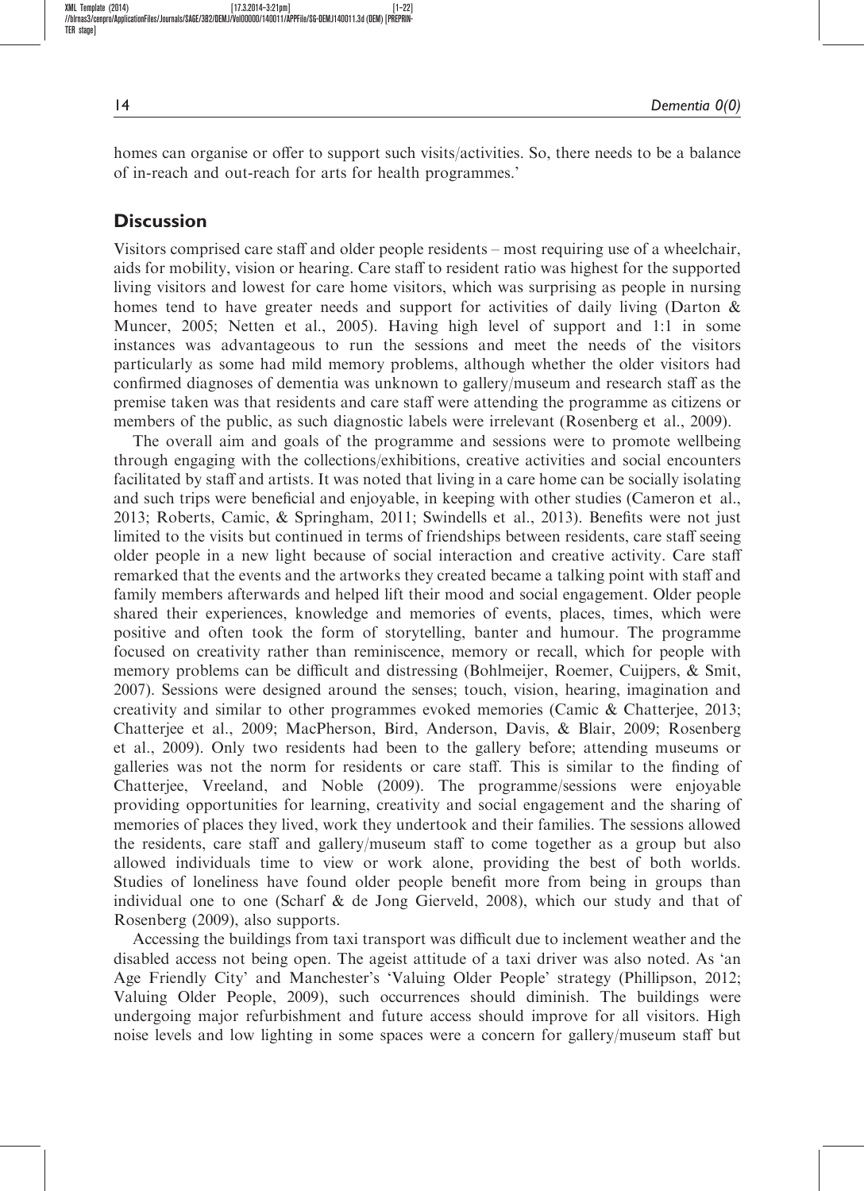homes can organise or offer to support such visits/activities. So, there needs to be a balance of in-reach and out-reach for arts for health programmes.'

## Discussion

Visitors comprised care staff and older people residents – most requiring use of a wheelchair, aids for mobility, vision or hearing. Care staff to resident ratio was highest for the supported living visitors and lowest for care home visitors, which was surprising as people in nursing homes tend to have greater needs and support for activities of daily living (Darton & Muncer, 2005; Netten et al., 2005). Having high level of support and 1:1 in some instances was advantageous to run the sessions and meet the needs of the visitors particularly as some had mild memory problems, although whether the older visitors had confirmed diagnoses of dementia was unknown to gallery/museum and research staff as the premise taken was that residents and care staff were attending the programme as citizens or members of the public, as such diagnostic labels were irrelevant (Rosenberg et al., 2009).

The overall aim and goals of the programme and sessions were to promote wellbeing through engaging with the collections/exhibitions, creative activities and social encounters facilitated by staff and artists. It was noted that living in a care home can be socially isolating and such trips were beneficial and enjoyable, in keeping with other studies (Cameron et al., 2013; Roberts, Camic, & Springham, 2011; Swindells et al., 2013). Benefits were not just limited to the visits but continued in terms of friendships between residents, care staff seeing older people in a new light because of social interaction and creative activity. Care staff remarked that the events and the artworks they created became a talking point with staff and family members afterwards and helped lift their mood and social engagement. Older people shared their experiences, knowledge and memories of events, places, times, which were positive and often took the form of storytelling, banter and humour. The programme focused on creativity rather than reminiscence, memory or recall, which for people with memory problems can be difficult and distressing (Bohlmeijer, Roemer, Cuijpers, & Smit, 2007). Sessions were designed around the senses; touch, vision, hearing, imagination and creativity and similar to other programmes evoked memories (Camic & Chatterjee, 2013; Chatterjee et al., 2009; MacPherson, Bird, Anderson, Davis, & Blair, 2009; Rosenberg et al., 2009). Only two residents had been to the gallery before; attending museums or galleries was not the norm for residents or care staff. This is similar to the finding of Chatterjee, Vreeland, and Noble (2009). The programme/sessions were enjoyable providing opportunities for learning, creativity and social engagement and the sharing of memories of places they lived, work they undertook and their families. The sessions allowed the residents, care staff and gallery/museum staff to come together as a group but also allowed individuals time to view or work alone, providing the best of both worlds. Studies of loneliness have found older people benefit more from being in groups than individual one to one (Scharf & de Jong Gierveld, 2008), which our study and that of Rosenberg (2009), also supports.

Accessing the buildings from taxi transport was difficult due to inclement weather and the disabled access not being open. The ageist attitude of a taxi driver was also noted. As 'an Age Friendly City' and Manchester's 'Valuing Older People' strategy (Phillipson, 2012; Valuing Older People, 2009), such occurrences should diminish. The buildings were undergoing major refurbishment and future access should improve for all visitors. High noise levels and low lighting in some spaces were a concern for gallery/museum staff but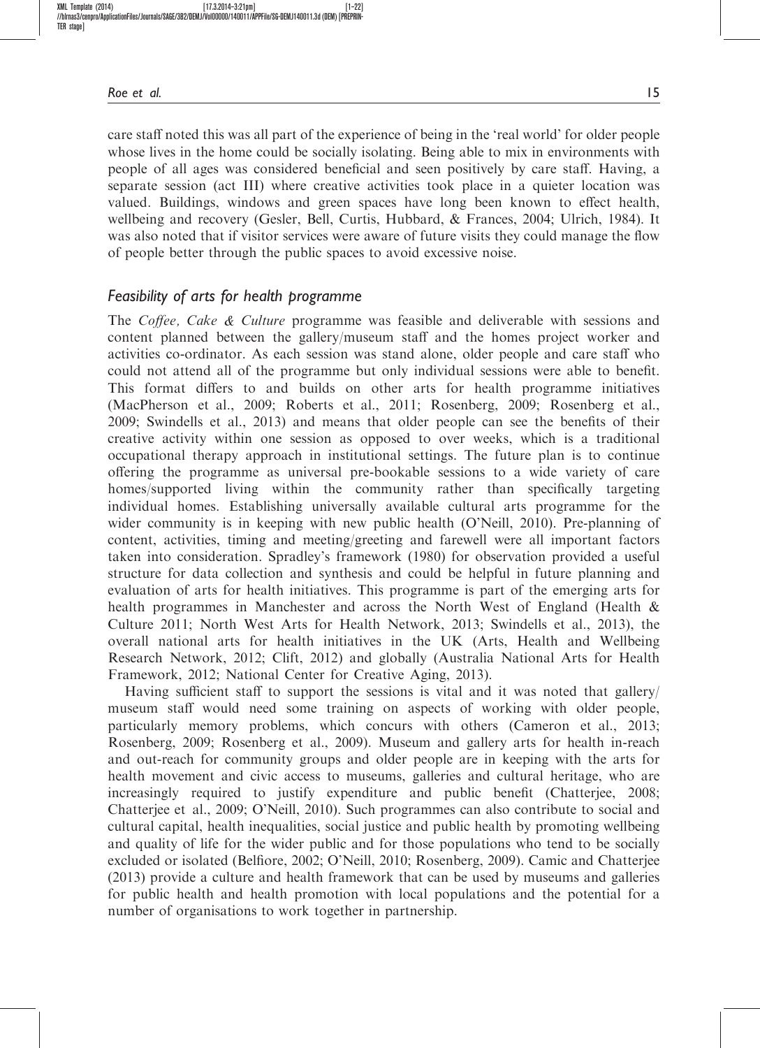care staff noted this was all part of the experience of being in the 'real world' for older people whose lives in the home could be socially isolating. Being able to mix in environments with people of all ages was considered beneficial and seen positively by care staff. Having, a separate session (act III) where creative activities took place in a quieter location was valued. Buildings, windows and green spaces have long been known to effect health, wellbeing and recovery (Gesler, Bell, Curtis, Hubbard, & Frances, 2004; Ulrich, 1984). It was also noted that if visitor services were aware of future visits they could manage the flow of people better through the public spaces to avoid excessive noise.

### *Feasibility of arts for health programme*

The *Coffee, Cake & Culture* programme was feasible and deliverable with sessions and content planned between the gallery/museum staff and the homes project worker and activities co-ordinator. As each session was stand alone, older people and care staff who could not attend all of the programme but only individual sessions were able to benefit. This format differs to and builds on other arts for health programme initiatives (MacPherson et al., 2009; Roberts et al., 2011; Rosenberg, 2009; Rosenberg et al., 2009; Swindells et al., 2013) and means that older people can see the benefits of their creative activity within one session as opposed to over weeks, which is a traditional occupational therapy approach in institutional settings. The future plan is to continue offering the programme as universal pre-bookable sessions to a wide variety of care homes/supported living within the community rather than specifically targeting individual homes. Establishing universally available cultural arts programme for the wider community is in keeping with new public health (O'Neill, 2010). Pre-planning of content, activities, timing and meeting/greeting and farewell were all important factors taken into consideration. Spradley's framework (1980) for observation provided a useful structure for data collection and synthesis and could be helpful in future planning and evaluation of arts for health initiatives. This programme is part of the emerging arts for health programmes in Manchester and across the North West of England (Health & Culture 2011; North West Arts for Health Network, 2013; Swindells et al., 2013), the overall national arts for health initiatives in the UK (Arts, Health and Wellbeing Research Network, 2012; Clift, 2012) and globally (Australia National Arts for Health Framework, 2012; National Center for Creative Aging, 2013).

Having sufficient staff to support the sessions is vital and it was noted that gallery/museum staff would need some training on aspects of working with older people, particularly memory problems, which concurs with others (Cameron et al., 2013; Rosenberg, 2009; Rosenberg et al., 2009). Museum and gallery arts for health in-reach and out-reach for community groups and older people are in keeping with the arts for health movement and civic access to museums, galleries and cultural heritage, who are increasingly required to justify expenditure and public benefit (Chatterjee, 2008; Chatterjee et al., 2009; O'Neill, 2010). Such programmes can also contribute to social and cultural capital, health inequalities, social justice and public health by promoting wellbeing and quality of life for the wider public and for those populations who tend to be socially excluded or isolated (Belfiore, 2002; O'Neill, 2010; Rosenberg, 2009). Camic and Chatterjee (2013) provide a culture and health framework that can be used by museums and galleries for public health and health promotion with local populations and the potential for a number of organisations to work together in partnership.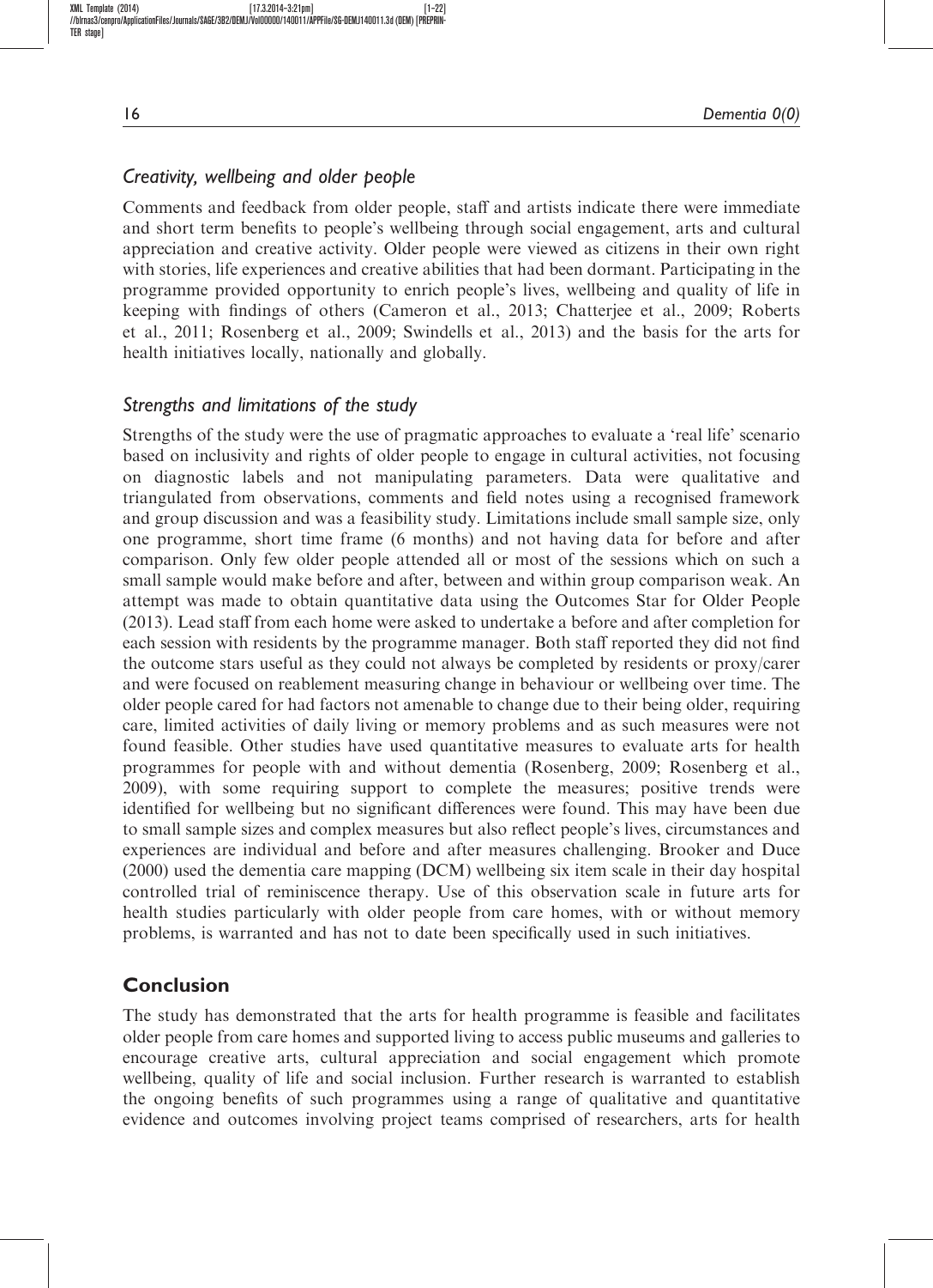### *Creativity, wellbeing and older people*

Comments and feedback from older people, staff and artists indicate there were immediate and short term benefits to people's wellbeing through social engagement, arts and cultural appreciation and creative activity. Older people were viewed as citizens in their own right with stories, life experiences and creative abilities that had been dormant. Participating in the programme provided opportunity to enrich people's lives, wellbeing and quality of life in keeping with findings of others (Cameron et al., 2013; Chatterjee et al., 2009; Roberts et al., 2011; Rosenberg et al., 2009; Swindells et al., 2013) and the basis for the arts for health initiatives locally, nationally and globally.

### *Strengths and limitations of the study*

Strengths of the study were the use of pragmatic approaches to evaluate a 'real life' scenario based on inclusivity and rights of older people to engage in cultural activities, not focusing on diagnostic labels and not manipulating parameters. Data were qualitative and triangulated from observations, comments and field notes using a recognised framework and group discussion and was a feasibility study. Limitations include small sample size, only one programme, short time frame (6 months) and not having data for before and after comparison. Only few older people attended all or most of the sessions which on such a small sample would make before and after, between and within group comparison weak. An attempt was made to obtain quantitative data using the Outcomes Star for Older People (2013). Lead staff from each home were asked to undertake a before and after completion for each session with residents by the programme manager. Both staff reported they did not find the outcome stars useful as they could not always be completed by residents or proxy/carer and were focused on reablement measuring change in behaviour or wellbeing over time. The older people cared for had factors not amenable to change due to their being older, requiring care, limited activities of daily living or memory problems and as such measures were not found feasible. Other studies have used quantitative measures to evaluate arts for health programmes for people with and without dementia (Rosenberg, 2009; Rosenberg et al., 2009), with some requiring support to complete the measures; positive trends were identified for wellbeing but no significant differences were found. This may have been due to small sample sizes and complex measures but also reflect people's lives, circumstances and experiences are individual and before and after measures challenging. Brooker and Duce (2000) used the dementia care mapping (DCM) wellbeing six item scale in their day hospital controlled trial of reminiscence therapy. Use of this observation scale in future arts for health studies particularly with older people from care homes, with or without memory problems, is warranted and has not to date been specifically used in such initiatives.

## Conclusion

The study has demonstrated that the arts for health programme is feasible and facilitates older people from care homes and supported living to access public museums and galleries to encourage creative arts, cultural appreciation and social engagement which promote wellbeing, quality of life and social inclusion. Further research is warranted to establish the ongoing benefits of such programmes using a range of qualitative and quantitative evidence and outcomes involving project teams comprised of researchers, arts for health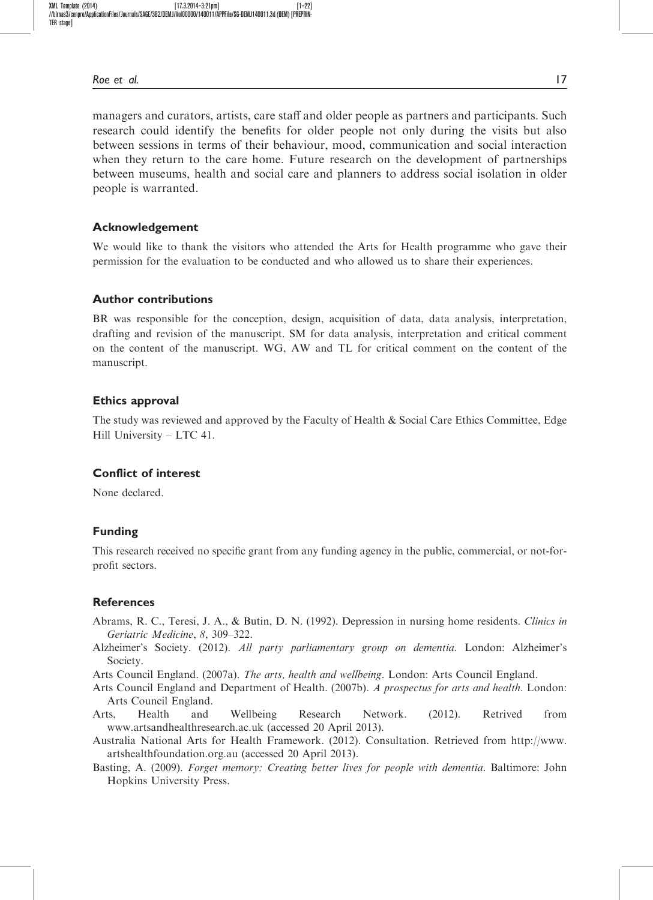managers and curators, artists, care staff and older people as partners and participants. Such research could identify the benefits for older people not only during the visits but also between sessions in terms of their behaviour, mood, communication and social interaction when they return to the care home. Future research on the development of partnerships between museums, health and social care and planners to address social isolation in older people is warranted.

## Acknowledgement

We would like to thank the visitors who attended the Arts for Health programme who gave their permission for the evaluation to be conducted and who allowed us to share their experiences.

## Author contributions

BR was responsible for the conception, design, acquisition of data, data analysis, interpretation, drafting and revision of the manuscript. SM for data analysis, interpretation and critical comment on the content of the manuscript. WG, AW and TL for critical comment on the content of the manuscript.

## Ethics approval

The study was reviewed and approved by the Faculty of Health & Social Care Ethics Committee, Edge Hill University – LTC 41.

## Conflict of interest

None declared.

## Funding

This research received no specific grant from any funding agency in the public, commercial, or not-for-profit sectors.

## References

Abrams, R. C., Teresi, J. A., & Butin, D. N. (1992). Depression in nursing home residents. *Clinics in Geriatric Medicine*, *8*, 309–322.

Alzheimer's Society. (2012). *All party parliamentary group on dementia*. London: Alzheimer's Society.

Arts Council England. (2007a). *The arts, health and wellbeing*. London: Arts Council England.

Arts Council England and Department of Health. (2007b). *A prospectus for arts and health*. London: Arts Council England.

Arts, Health and Wellbeing Research Network. (2012). Retrived from www.artsandhealthresearch.ac.uk (accessed 20 April 2013).

Australia National Arts for Health Framework. (2012). Consultation. Retrieved from http://www.artshealthfoundation.org.au (accessed 20 April 2013).

Basting, A. (2009). *Forget memory: Creating better lives for people with dementia*. Baltimore: John Hopkins University Press.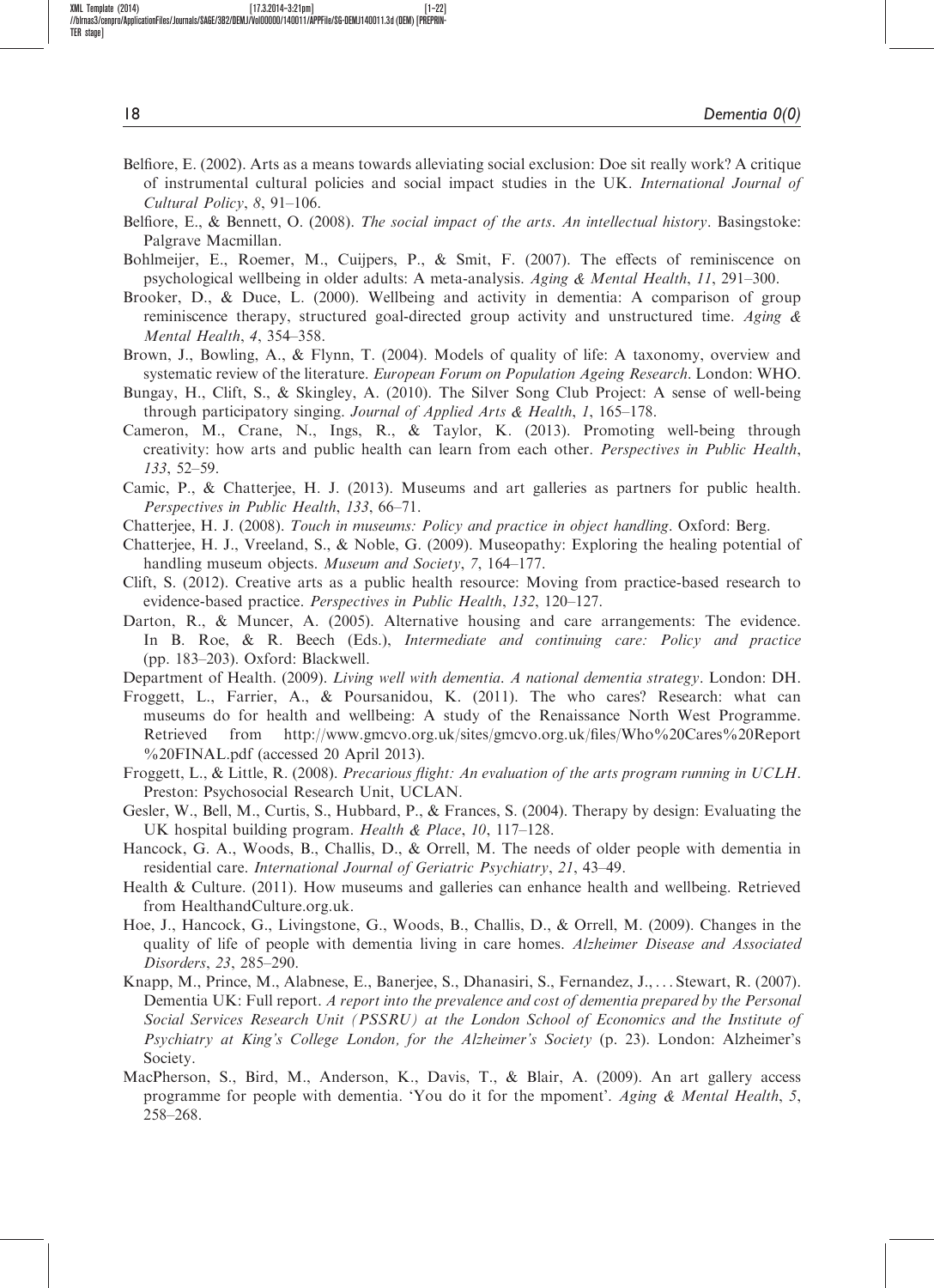Belfiore, E. (2002). Arts as a means towards alleviating social exclusion: Doe sit really work? A critique of instrumental cultural policies and social impact studies in the UK. *International Journal of Cultural Policy*, *8*, 91–106.

Belfiore, E., & Bennett, O. (2008). *The social impact of the arts. An intellectual history*. Basingstoke: Palgrave Macmillan.

Bohlmeijer, E., Roemer, M., Cuijpers, P., & Smit, F. (2007). The effects of reminiscence on psychological wellbeing in older adults: A meta-analysis. *Aging & Mental Health*, *11*, 291–300.

Brooker, D., & Duce, L. (2000). Wellbeing and activity in dementia: A comparison of group reminiscence therapy, structured goal-directed group activity and unstructured time. *Aging & Mental Health*, *4*, 354–358.

Brown, J., Bowling, A., & Flynn, T. (2004). Models of quality of life: A taxonomy, overview and systematic review of the literature. *European Forum on Population Ageing Research*. London: WHO.

Bungay, H., Clift, S., & Skingley, A. (2010). The Silver Song Club Project: A sense of well-being through participatory singing. *Journal of Applied Arts & Health*, *1*, 165–178.

Cameron, M., Crane, N., Ings, R., & Taylor, K. (2013). Promoting well-being through creativity: how arts and public health can learn from each other. *Perspectives in Public Health*, *133*, 52–59.

Camic, P., & Chatterjee, H. J. (2013). Museums and art galleries as partners for public health. *Perspectives in Public Health*, *133*, 66–71.

Chatterjee, H. J. (2008). *Touch in museums: Policy and practice in object handling*. Oxford: Berg.

Chatterjee, H. J., Vreeland, S., & Noble, G. (2009). Museopathy: Exploring the healing potential of handling museum objects. *Museum and Society*, *7*, 164–177.

Clift, S. (2012). Creative arts as a public health resource: Moving from practice-based research to evidence-based practice. *Perspectives in Public Health*, *132*, 120–127.

Darton, R., & Muncer, A. (2005). Alternative housing and care arrangements: The evidence. In B. Roe, & R. Beech (Eds.), *Intermediate and continuing care: Policy and practice* (pp. 183–203). Oxford: Blackwell.

Department of Health. (2009). *Living well with dementia. A national dementia strategy*. London: DH.

Froggett, L., Farrier, A., & Poursanidou, K. (2011). The who cares? Research: what can museums do for health and wellbeing: A study of the Renaissance North West Programme. Retrieved from http://www.gmcvo.org.uk/sites/gmcvo.org.uk/files/Who%20Cares%20Report%20FINAL.pdf (accessed 20 April 2013).

Froggett, L., & Little, R. (2008). *Precarious flight: An evaluation of the arts program running in UCLH*. Preston: Psychosocial Research Unit, UCLAN.

Gesler, W., Bell, M., Curtis, S., Hubbard, P., & Frances, S. (2004). Therapy by design: Evaluating the UK hospital building program. *Health & Place*, *10*, 117–128.

Hancock, G. A., Woods, B., Challis, D., & Orrell, M. The needs of older people with dementia in residential care. *International Journal of Geriatric Psychiatry*, *21*, 43–49.

Health & Culture. (2011). How museums and galleries can enhance health and wellbeing. Retrieved from HealthandCulture.org.uk.

Hoe, J., Hancock, G., Livingstone, G., Woods, B., Challis, D., & Orrell, M. (2009). Changes in the quality of life of people with dementia living in care homes. *Alzheimer Disease and Associated Disorders*, *23*, 285–290.

Knapp, M., Prince, M., Alabnese, E., Banerjee, S., Dhanasiri, S., Fernandez, J., ... Stewart, R. (2007). Dementia UK: Full report. *A report into the prevalence and cost of dementia prepared by the Personal Social Services Research Unit (PSSRU) at the London School of Economics and the Institute of Psychiatry at King's College London, for the Alzheimer's Society* (p. 23). London: Alzheimer's Society.

MacPherson, S., Bird, M., Anderson, K., Davis, T., & Blair, A. (2009). An art gallery access programme for people with dementia. 'You do it for the mpoment'. *Aging & Mental Health*, *5*, 258–268.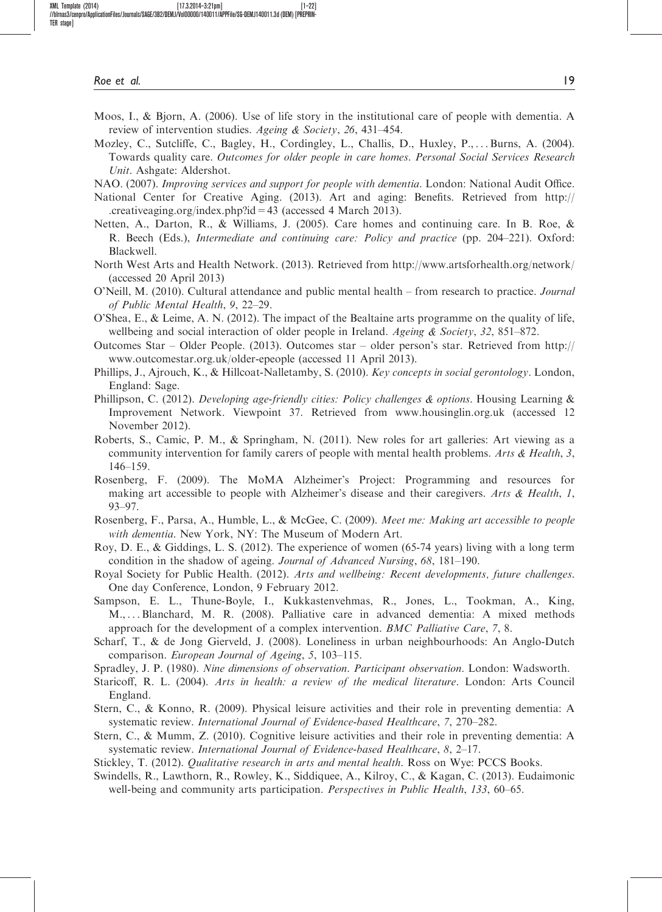Moos, I., & Bjorn, A. (2006). Use of life story in the institutional care of people with dementia. A review of intervention studies. *Ageing & Society*, *26*, 431–454.

Mozley, C., Sutcliffe, C., Bagley, H., Cordingley, L., Challis, D., Huxley, P., . . . Burns, A. (2004). Towards quality care. *Outcomes for older people in care homes. Personal Social Services Research Unit*. Ashgate: Aldershot.

NAO. (2007). *Improving services and support for people with dementia*. London: National Audit Office.

National Center for Creative Aging. (2013). Art and aging: Benefits. Retrieved from http://.creativeaging.org/index.php?id = 43 (accessed 4 March 2013).

Netten, A., Darton, R., & Williams, J. (2005). Care homes and continuing care. In B. Roe, & R. Beech (Eds.), *Intermediate and continuing care: Policy and practice* (pp. 204–221). Oxford: Blackwell.

North West Arts and Health Network. (2013). Retrieved from http://www.artsforhealth.org/network/ (accessed 20 April 2013)

O'Neill, M. (2010). Cultural attendance and public mental health – from research to practice. *Journal of Public Mental Health*, *9*, 22–29.

O'Shea, E., & Leime, A. N. (2012). The impact of the Bealtaine arts programme on the quality of life, wellbeing and social interaction of older people in Ireland. *Ageing & Society*, *32*, 851–872.

Outcomes Star – Older People. (2013). Outcomes star – older person's star. Retrieved from http://www.outcomestar.org.uk/older-epeople (accessed 11 April 2013).

Phillips, J., Ajrouch, K., & Hillcoat-Nalletamby, S. (2010). *Key concepts in social gerontology*. London, England: Sage.

Phillipson, C. (2012). *Developing age-friendly cities: Policy challenges & options*. Housing Learning & Improvement Network. Viewpoint 37. Retrieved from www.housinglin.org.uk (accessed 12 November 2012).

Roberts, S., Camic, P. M., & Springham, N. (2011). New roles for art galleries: Art viewing as a community intervention for family carers of people with mental health problems. *Arts & Health*, *3*, 146–159.

Rosenberg, F. (2009). The MoMA Alzheimer's Project: Programming and resources for making art accessible to people with Alzheimer's disease and their caregivers. *Arts & Health*, *1*, 93–97.

Rosenberg, F., Parsa, A., Humble, L., & McGee, C. (2009). *Meet me: Making art accessible to people with dementia*. New York, NY: The Museum of Modern Art.

Roy, D. E., & Giddings, L. S. (2012). The experience of women (65-74 years) living with a long term condition in the shadow of ageing. *Journal of Advanced Nursing*, *68*, 181–190.

Royal Society for Public Health. (2012). *Arts and wellbeing: Recent developments, future challenges*. One day Conference, London, 9 February 2012.

Sampson, E. L., Thune-Boyle, I., Kukkastenvehmas, R., Jones, L., Tookman, A., King, M., . . . Blanchard, M. R. (2008). Palliative care in advanced dementia: A mixed methods approach for the development of a complex intervention. *BMC Palliative Care*, *7*, 8.

Scharf, T., & de Jong Gierveld, J. (2008). Loneliness in urban neighbourhoods: An Anglo-Dutch comparison. *European Journal of Ageing*, *5*, 103–115.

Spradley, J. P. (1980). *Nine dimensions of observation. Participant observation*. London: Wadsworth.

Staricoff, R. L. (2004). *Arts in health: a review of the medical literature*. London: Arts Council England.

Stern, C., & Konno, R. (2009). Physical leisure activities and their role in preventing dementia: A systematic review. *International Journal of Evidence-based Healthcare*, *7*, 270–282.

Stern, C., & Mumm, Z. (2010). Cognitive leisure activities and their role in preventing dementia: A systematic review. *International Journal of Evidence-based Healthcare*, *8*, 2–17.

Stickley, T. (2012). *Qualitative research in arts and mental health*. Ross on Wye: PCCS Books.

Swindells, R., Lawthorn, R., Rowley, K., Siddiquee, A., Kilroy, C., & Kagan, C. (2013). Eudaimonic well-being and community arts participation. *Perspectives in Public Health*, *133*, 60–65.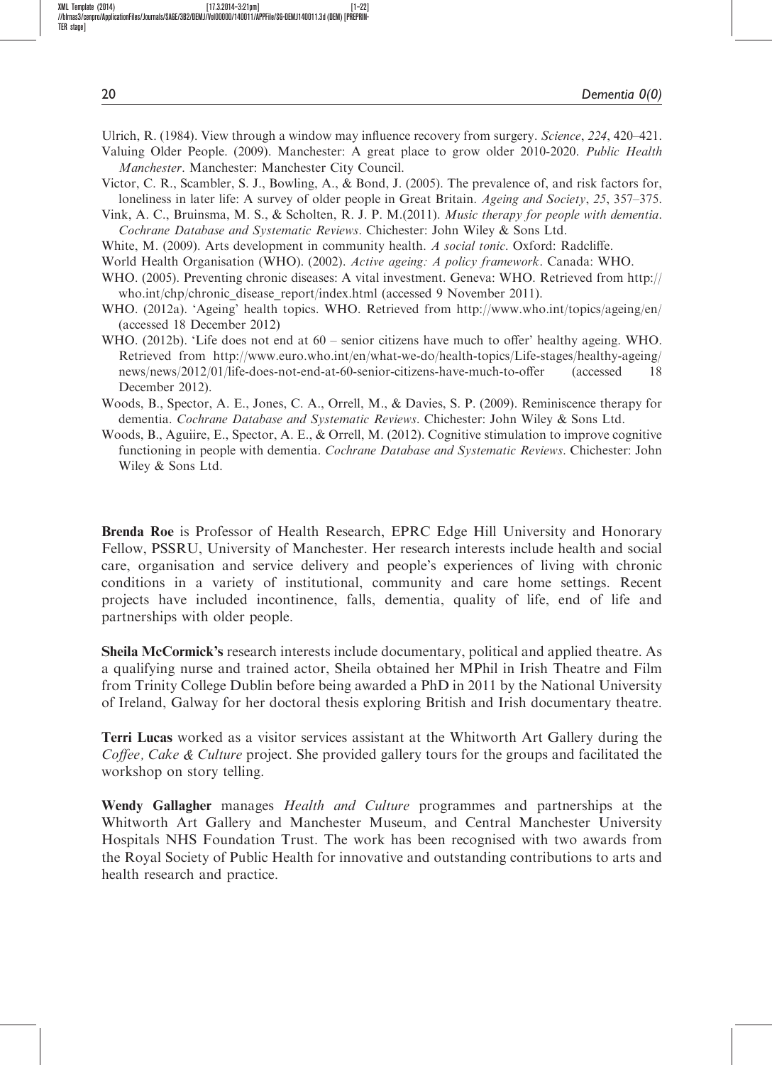Ulrich, R. (1984). View through a window may influence recovery from surgery. *Science*, *224*, 420–421.

Valuing Older People. (2009). Manchester: A great place to grow older 2010-2020. *Public Health Manchester*. Manchester: Manchester City Council.

Victor, C. R., Scambler, S. J., Bowling, A., & Bond, J. (2005). The prevalence of, and risk factors for, loneliness in later life: A survey of older people in Great Britain. *Ageing and Society*, *25*, 357–375.

Vink, A. C., Bruinsma, M. S., & Scholten, R. J. P. M.(2011). *Music therapy for people with dementia*. *Cochrane Database and Systematic Reviews*. Chichester: John Wiley & Sons Ltd.

White, M. (2009). Arts development in community health. *A social tonic*. Oxford: Radcliffe.

World Health Organisation (WHO). (2002). *Active ageing: A policy framework*. Canada: WHO.

WHO. (2005). Preventing chronic diseases: A vital investment. Geneva: WHO. Retrieved from http://who.int/chp/chronic_disease_report/index.html (accessed 9 November 2011).

WHO. (2012a). 'Ageing' health topics. WHO. Retrieved from http://www.who.int/topics/ageing/en/ (accessed 18 December 2012)

WHO. (2012b). 'Life does not end at 60 – senior citizens have much to offer' healthy ageing. WHO. Retrieved from http://www.euro.who.int/en/what-we-do/health-topics/Life-stages/healthy-ageing/news/news/2012/01/life-does-not-end-at-60-senior-citizens-have-much-to-offer (accessed 18 December 2012).

Woods, B., Spector, A. E., Jones, C. A., Orrell, M., & Davies, S. P. (2009). Reminiscence therapy for dementia. *Cochrane Database and Systematic Reviews*. Chichester: John Wiley & Sons Ltd.

Woods, B., Aguiire, E., Spector, A. E., & Orrell, M. (2012). Cognitive stimulation to improve cognitive functioning in people with dementia. *Cochrane Database and Systematic Reviews*. Chichester: John Wiley & Sons Ltd.

**Brenda Roe** is Professor of Health Research, EPRC Edge Hill University and Honorary Fellow, PSSRU, University of Manchester. Her research interests include health and social care, organisation and service delivery and people's experiences of living with chronic conditions in a variety of institutional, community and care home settings. Recent projects have included incontinence, falls, dementia, quality of life, end of life and partnerships with older people.

**Sheila McCormick's** research interests include documentary, political and applied theatre. As a qualifying nurse and trained actor, Sheila obtained her MPhil in Irish Theatre and Film from Trinity College Dublin before being awarded a PhD in 2011 by the National University of Ireland, Galway for her doctoral thesis exploring British and Irish documentary theatre.

**Terri Lucas** worked as a visitor services assistant at the Whitworth Art Gallery during the *Coffee, Cake & Culture* project. She provided gallery tours for the groups and facilitated the workshop on story telling.

**Wendy Gallagher** manages *Health and Culture* programmes and partnerships at the Whitworth Art Gallery and Manchester Museum, and Central Manchester University Hospitals NHS Foundation Trust. The work has been recognised with two awards from the Royal Society of Public Health for innovative and outstanding contributions to arts and health research and practice.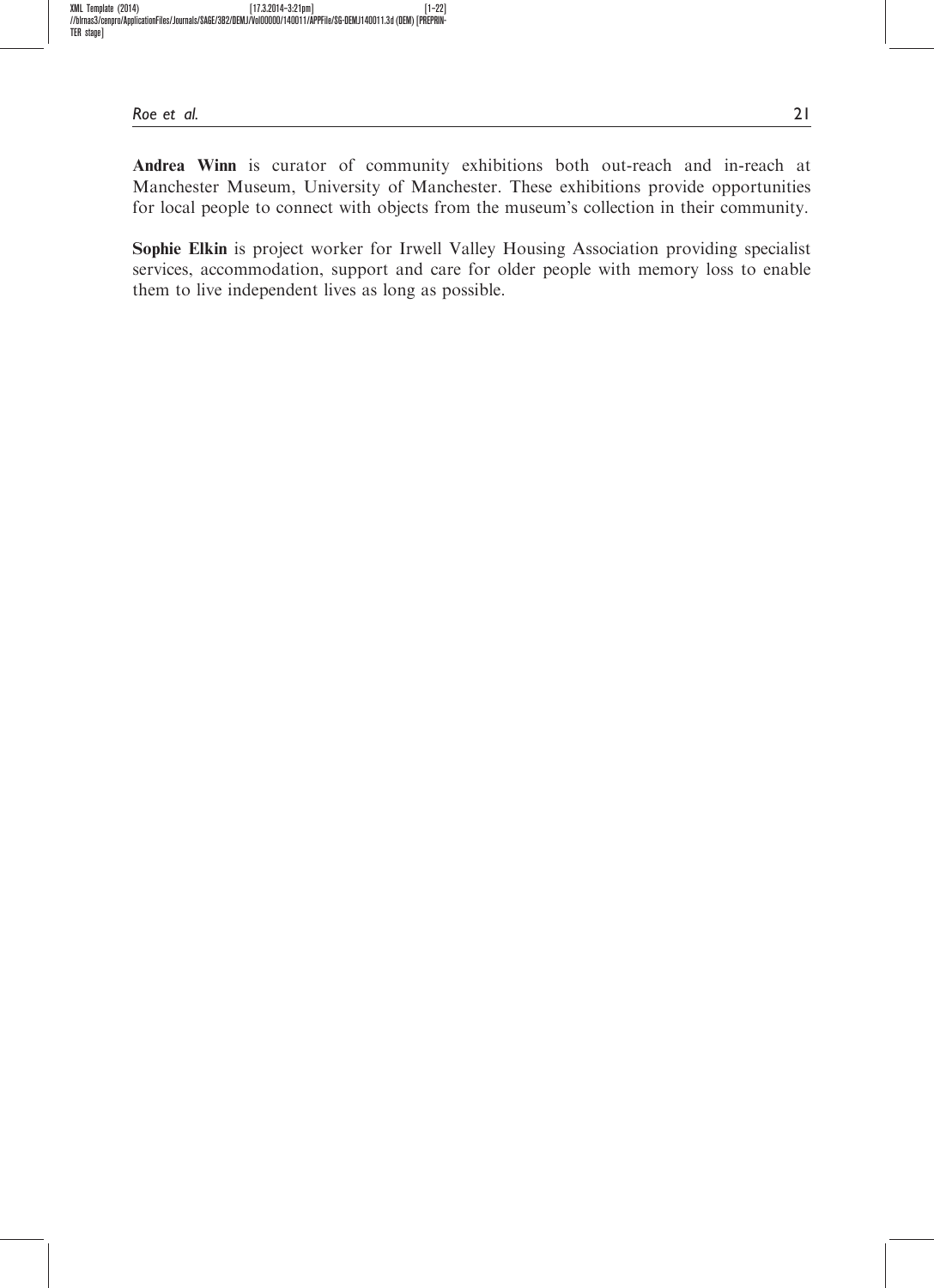**Andrea Winn** is curator of community exhibitions both out-reach and in-reach at Manchester Museum, University of Manchester. These exhibitions provide opportunities for local people to connect with objects from the museum's collection in their community.

**Sophie Elkin** is project worker for Irwell Valley Housing Association providing specialist services, accommodation, support and care for older people with memory loss to enable them to live independent lives as long as possible.